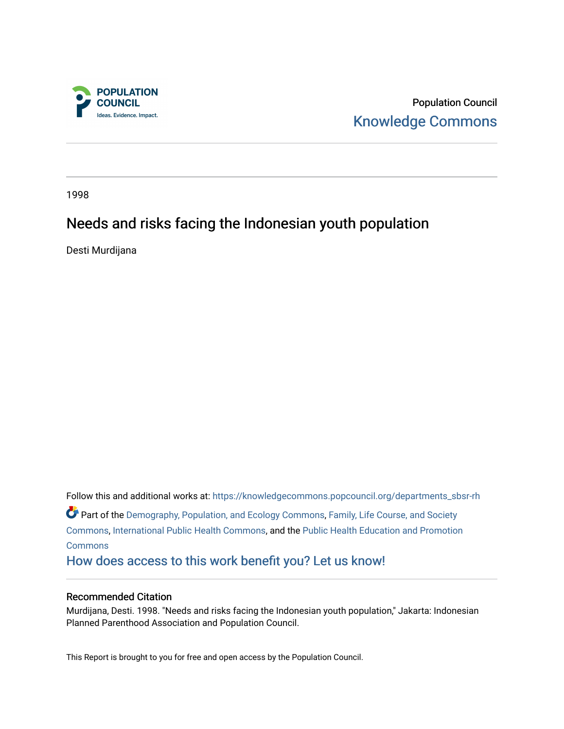Population Council

Knowledge Commons

1998

# Needs and risks facing the Indonesian youth population

Desti Murdijana

Follow this and additional works at: https://knowledgecommons.popcouncil.org/departments_sbsr-rh

Part of the Demography, Population, and Ecology Commons, Family, Life Course, and Society Commons, International Public Health Commons, and the Public Health Education and Promotion Commons

How does access to this work benefit you? Let us know!

## Recommended Citation

Murdijana, Desti. 1998. "Needs and risks facing the Indonesian youth population," Jakarta: Indonesian Planned Parenthood Association and Population Council.

This Report is brought to you for free and open access by the Population Council.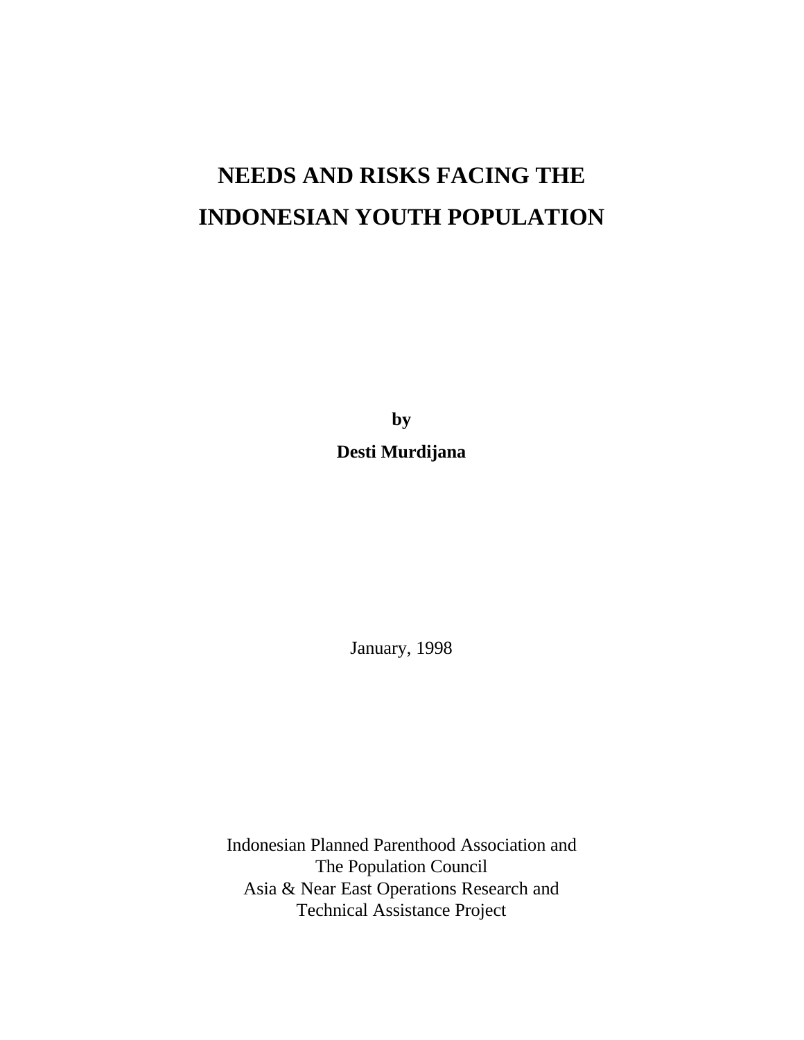# NEEDS AND RISKS FACING THE INDONESIAN YOUTH POPULATION

**by**

**Desti Murdijana**

January, 1998

Indonesian Planned Parenthood Association and
The Population Council
Asia & Near East Operations Research and
Technical Assistance Project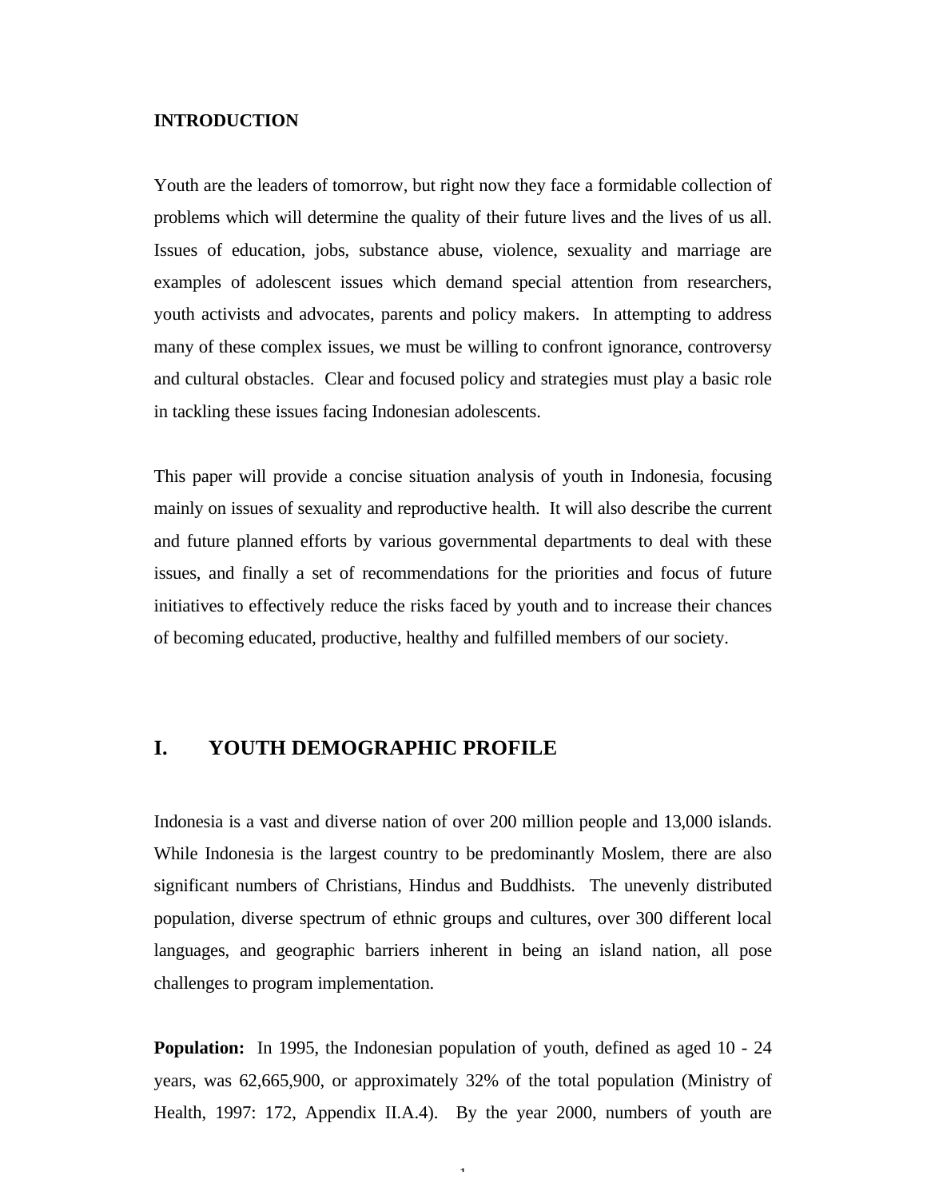## INTRODUCTION

Youth are the leaders of tomorrow, but right now they face a formidable collection of problems which will determine the quality of their future lives and the lives of us all. Issues of education, jobs, substance abuse, violence, sexuality and marriage are examples of adolescent issues which demand special attention from researchers, youth activists and advocates, parents and policy makers. In attempting to address many of these complex issues, we must be willing to confront ignorance, controversy and cultural obstacles. Clear and focused policy and strategies must play a basic role in tackling these issues facing Indonesian adolescents.

This paper will provide a concise situation analysis of youth in Indonesia, focusing mainly on issues of sexuality and reproductive health. It will also describe the current and future planned efforts by various governmental departments to deal with these issues, and finally a set of recommendations for the priorities and focus of future initiatives to effectively reduce the risks faced by youth and to increase their chances of becoming educated, productive, healthy and fulfilled members of our society.

# I. YOUTH DEMOGRAPHIC PROFILE

Indonesia is a vast and diverse nation of over 200 million people and 13,000 islands. While Indonesia is the largest country to be predominantly Moslem, there are also significant numbers of Christians, Hindus and Buddhists. The unevenly distributed population, diverse spectrum of ethnic groups and cultures, over 300 different local languages, and geographic barriers inherent in being an island nation, all pose challenges to program implementation.

**Population:** In 1995, the Indonesian population of youth, defined as aged 10 - 24 years, was 62,665,900, or approximately 32% of the total population (Ministry of Health, 1997: 172, Appendix II.A.4). By the year 2000, numbers of youth are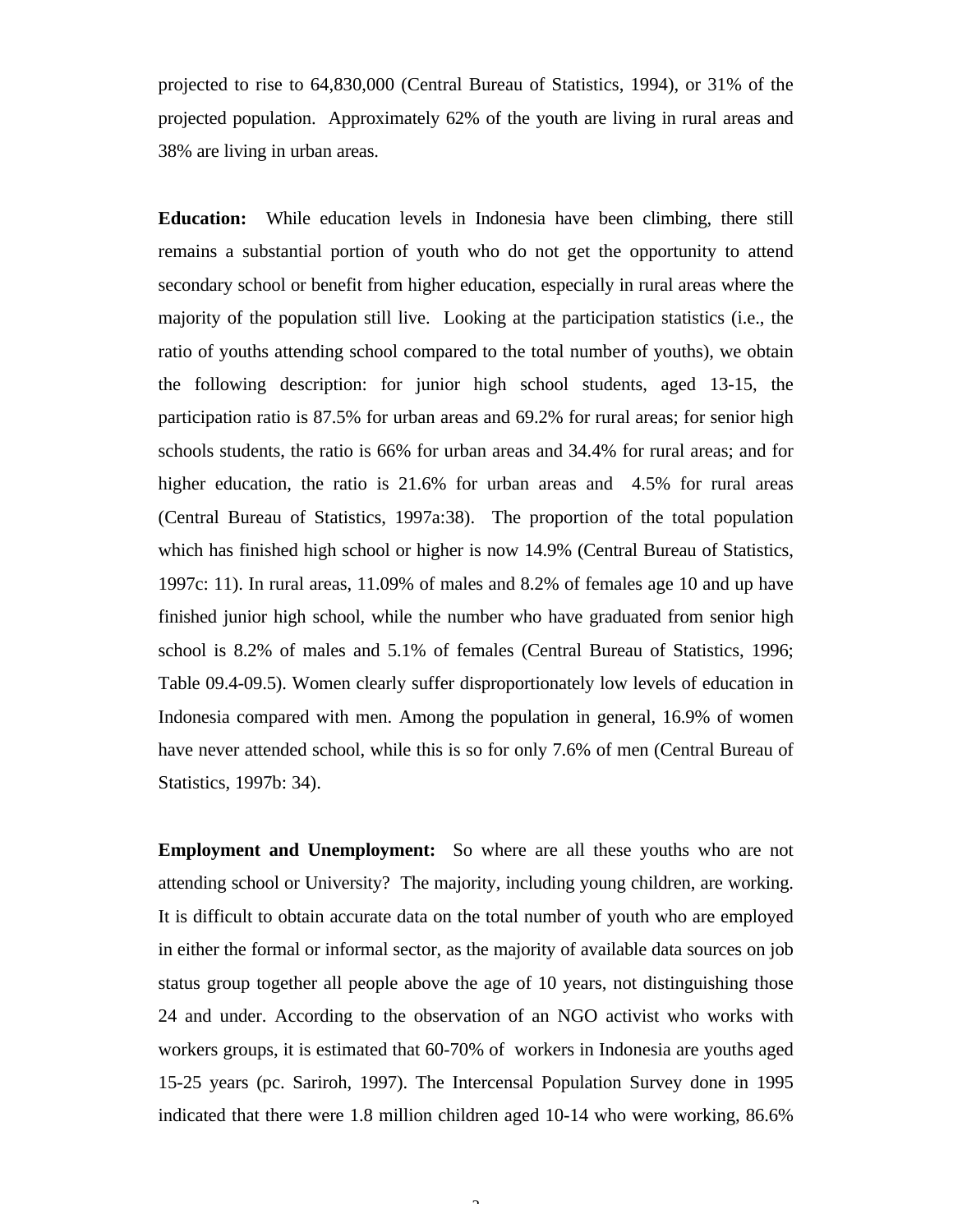projected to rise to 64,830,000 (Central Bureau of Statistics, 1994), or 31% of the projected population. Approximately 62% of the youth are living in rural areas and 38% are living in urban areas.

**Education:** While education levels in Indonesia have been climbing, there still remains a substantial portion of youth who do not get the opportunity to attend secondary school or benefit from higher education, especially in rural areas where the majority of the population still live. Looking at the participation statistics (i.e., the ratio of youths attending school compared to the total number of youths), we obtain the following description: for junior high school students, aged 13-15, the participation ratio is 87.5% for urban areas and 69.2% for rural areas; for senior high schools students, the ratio is 66% for urban areas and 34.4% for rural areas; and for higher education, the ratio is 21.6% for urban areas and 4.5% for rural areas (Central Bureau of Statistics, 1997a:38). The proportion of the total population which has finished high school or higher is now 14.9% (Central Bureau of Statistics, 1997c: 11). In rural areas, 11.09% of males and 8.2% of females age 10 and up have finished junior high school, while the number who have graduated from senior high school is 8.2% of males and 5.1% of females (Central Bureau of Statistics, 1996; Table 09.4-09.5). Women clearly suffer disproportionately low levels of education in Indonesia compared with men. Among the population in general, 16.9% of women have never attended school, while this is so for only 7.6% of men (Central Bureau of Statistics, 1997b: 34).

**Employment and Unemployment:** So where are all these youths who are not attending school or University? The majority, including young children, are working. It is difficult to obtain accurate data on the total number of youth who are employed in either the formal or informal sector, as the majority of available data sources on job status group together all people above the age of 10 years, not distinguishing those 24 and under. According to the observation of an NGO activist who works with workers groups, it is estimated that 60-70% of workers in Indonesia are youths aged 15-25 years (pc. Sariroh, 1997). The Intercensal Population Survey done in 1995 indicated that there were 1.8 million children aged 10-14 who were working, 86.6%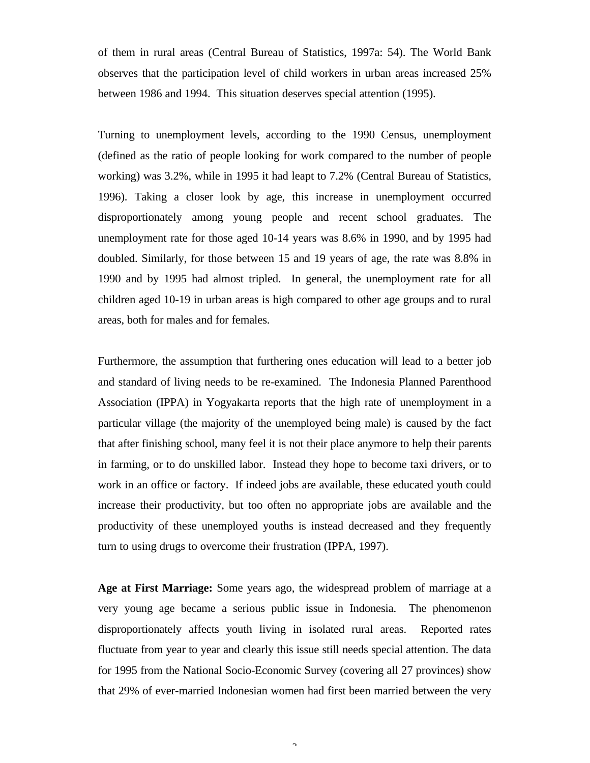of them in rural areas (Central Bureau of Statistics, 1997a: 54). The World Bank observes that the participation level of child workers in urban areas increased 25% between 1986 and 1994. This situation deserves special attention (1995).

Turning to unemployment levels, according to the 1990 Census, unemployment (defined as the ratio of people looking for work compared to the number of people working) was 3.2%, while in 1995 it had leapt to 7.2% (Central Bureau of Statistics, 1996). Taking a closer look by age, this increase in unemployment occurred disproportionately among young people and recent school graduates. The unemployment rate for those aged 10-14 years was 8.6% in 1990, and by 1995 had doubled. Similarly, for those between 15 and 19 years of age, the rate was 8.8% in 1990 and by 1995 had almost tripled. In general, the unemployment rate for all children aged 10-19 in urban areas is high compared to other age groups and to rural areas, both for males and for females.

Furthermore, the assumption that furthering ones education will lead to a better job and standard of living needs to be re-examined. The Indonesia Planned Parenthood Association (IPPA) in Yogyakarta reports that the high rate of unemployment in a particular village (the majority of the unemployed being male) is caused by the fact that after finishing school, many feel it is not their place anymore to help their parents in farming, or to do unskilled labor. Instead they hope to become taxi drivers, or to work in an office or factory. If indeed jobs are available, these educated youth could increase their productivity, but too often no appropriate jobs are available and the productivity of these unemployed youths is instead decreased and they frequently turn to using drugs to overcome their frustration (IPPA, 1997).

**Age at First Marriage:** Some years ago, the widespread problem of marriage at a very young age became a serious public issue in Indonesia. The phenomenon disproportionately affects youth living in isolated rural areas. Reported rates fluctuate from year to year and clearly this issue still needs special attention. The data for 1995 from the National Socio-Economic Survey (covering all 27 provinces) show that 29% of ever-married Indonesian women had first been married between the very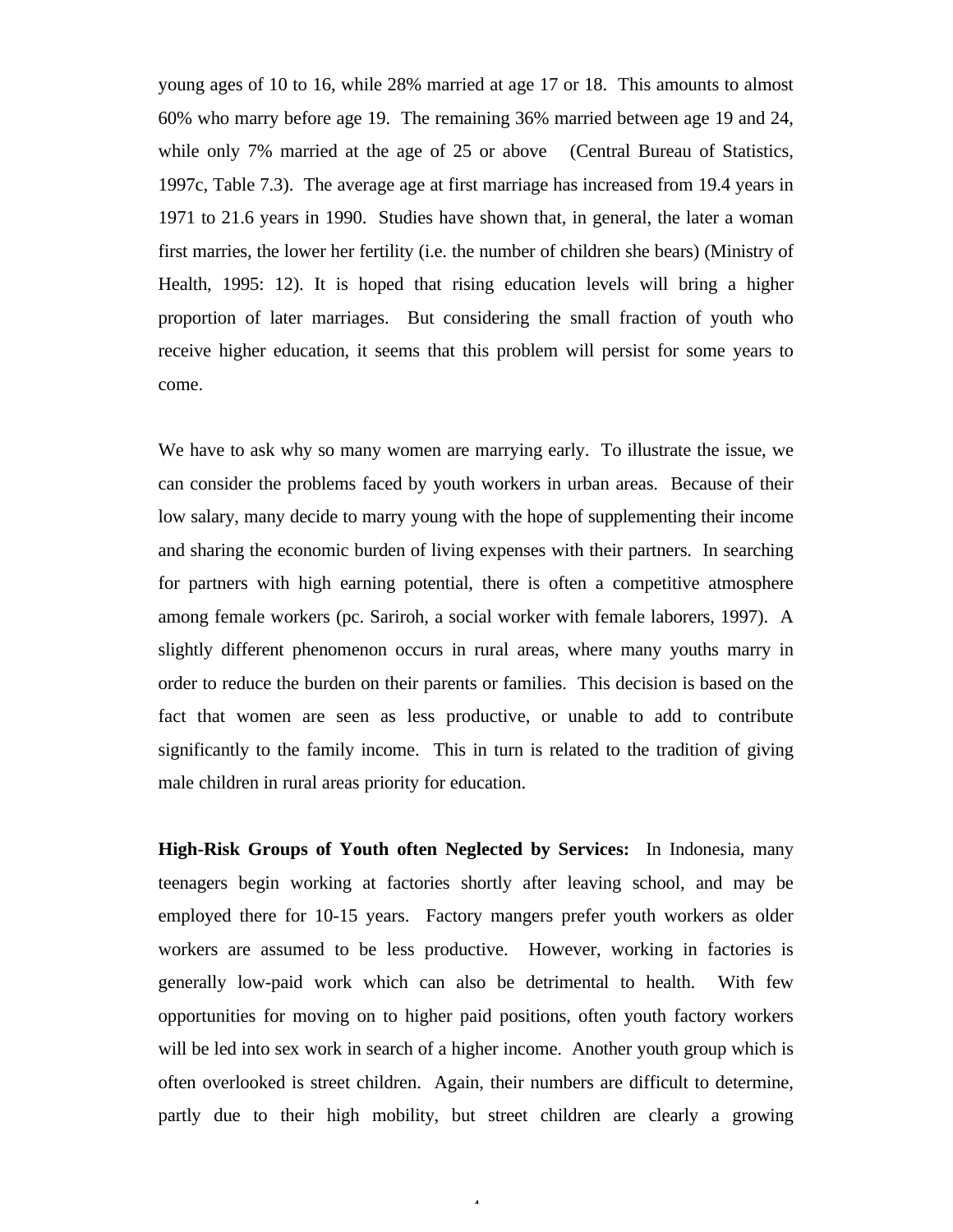young ages of 10 to 16, while 28% married at age 17 or 18. This amounts to almost 60% who marry before age 19. The remaining 36% married between age 19 and 24, while only 7% married at the age of 25 or above (Central Bureau of Statistics, 1997c, Table 7.3). The average age at first marriage has increased from 19.4 years in 1971 to 21.6 years in 1990. Studies have shown that, in general, the later a woman first marries, the lower her fertility (i.e. the number of children she bears) (Ministry of Health, 1995: 12). It is hoped that rising education levels will bring a higher proportion of later marriages. But considering the small fraction of youth who receive higher education, it seems that this problem will persist for some years to come.

We have to ask why so many women are marrying early. To illustrate the issue, we can consider the problems faced by youth workers in urban areas. Because of their low salary, many decide to marry young with the hope of supplementing their income and sharing the economic burden of living expenses with their partners. In searching for partners with high earning potential, there is often a competitive atmosphere among female workers (pc. Sariroh, a social worker with female laborers, 1997). A slightly different phenomenon occurs in rural areas, where many youths marry in order to reduce the burden on their parents or families. This decision is based on the fact that women are seen as less productive, or unable to add to contribute significantly to the family income. This in turn is related to the tradition of giving male children in rural areas priority for education.

**High-Risk Groups of Youth often Neglected by Services:** In Indonesia, many teenagers begin working at factories shortly after leaving school, and may be employed there for 10-15 years. Factory mangers prefer youth workers as older workers are assumed to be less productive. However, working in factories is generally low-paid work which can also be detrimental to health. With few opportunities for moving on to higher paid positions, often youth factory workers will be led into sex work in search of a higher income. Another youth group which is often overlooked is street children. Again, their numbers are difficult to determine, partly due to their high mobility, but street children are clearly a growing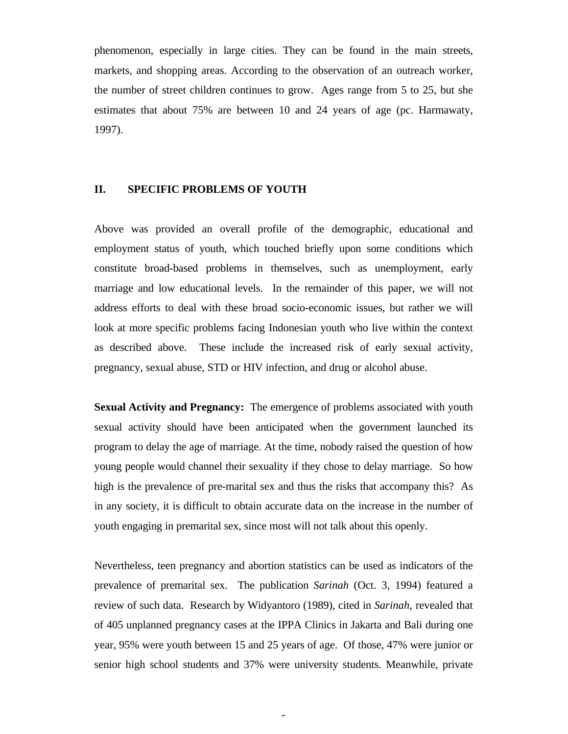phenomenon, especially in large cities. They can be found in the main streets, markets, and shopping areas. According to the observation of an outreach worker, the number of street children continues to grow. Ages range from 5 to 25, but she estimates that about 75% are between 10 and 24 years of age (pc. Harmawaty, 1997).

## II. SPECIFIC PROBLEMS OF YOUTH

Above was provided an overall profile of the demographic, educational and employment status of youth, which touched briefly upon some conditions which constitute broad-based problems in themselves, such as unemployment, early marriage and low educational levels. In the remainder of this paper, we will not address efforts to deal with these broad socio-economic issues, but rather we will look at more specific problems facing Indonesian youth who live within the context as described above. These include the increased risk of early sexual activity, pregnancy, sexual abuse, STD or HIV infection, and drug or alcohol abuse.

**Sexual Activity and Pregnancy:** The emergence of problems associated with youth sexual activity should have been anticipated when the government launched its program to delay the age of marriage. At the time, nobody raised the question of how young people would channel their sexuality if they chose to delay marriage. So how high is the prevalence of pre-marital sex and thus the risks that accompany this? As in any society, it is difficult to obtain accurate data on the increase in the number of youth engaging in premarital sex, since most will not talk about this openly.

Nevertheless, teen pregnancy and abortion statistics can be used as indicators of the prevalence of premarital sex. The publication *Sarinah* (Oct. 3, 1994) featured a review of such data. Research by Widyantoro (1989), cited in *Sarinah*, revealed that of 405 unplanned pregnancy cases at the IPPA Clinics in Jakarta and Bali during one year, 95% were youth between 15 and 25 years of age. Of those, 47% were junior or senior high school students and 37% were university students. Meanwhile, private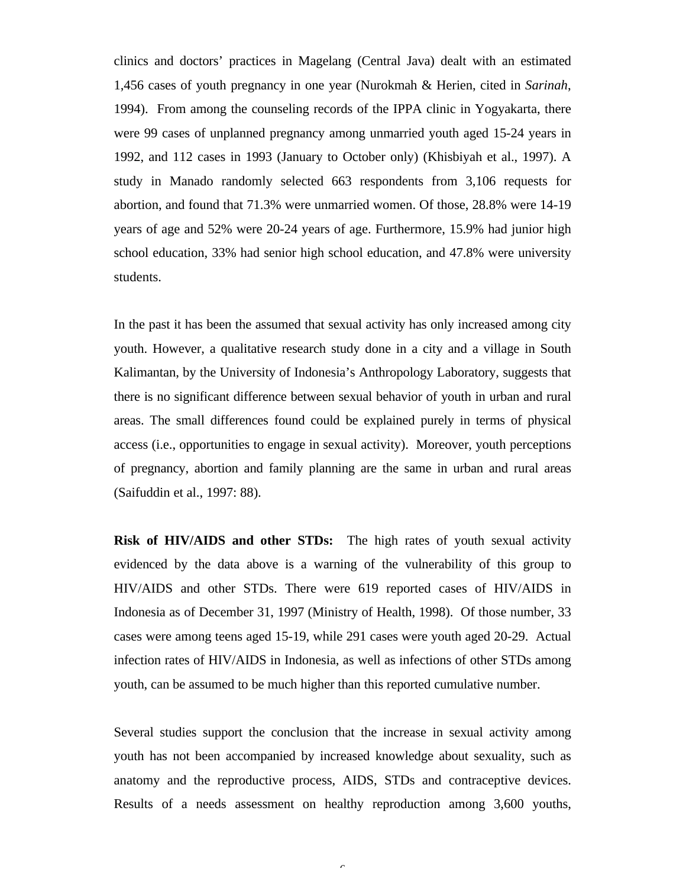clinics and doctors' practices in Magelang (Central Java) dealt with an estimated 1,456 cases of youth pregnancy in one year (Nurokmah & Herien, cited in *Sarinah*, 1994). From among the counseling records of the IPPA clinic in Yogyakarta, there were 99 cases of unplanned pregnancy among unmarried youth aged 15-24 years in 1992, and 112 cases in 1993 (January to October only) (Khisbiyah et al., 1997). A study in Manado randomly selected 663 respondents from 3,106 requests for abortion, and found that 71.3% were unmarried women. Of those, 28.8% were 14-19 years of age and 52% were 20-24 years of age. Furthermore, 15.9% had junior high school education, 33% had senior high school education, and 47.8% were university students.

In the past it has been the assumed that sexual activity has only increased among city youth. However, a qualitative research study done in a city and a village in South Kalimantan, by the University of Indonesia's Anthropology Laboratory, suggests that there is no significant difference between sexual behavior of youth in urban and rural areas. The small differences found could be explained purely in terms of physical access (i.e., opportunities to engage in sexual activity). Moreover, youth perceptions of pregnancy, abortion and family planning are the same in urban and rural areas (Saifuddin et al., 1997: 88).

**Risk of HIV/AIDS and other STDs:** The high rates of youth sexual activity evidenced by the data above is a warning of the vulnerability of this group to HIV/AIDS and other STDs. There were 619 reported cases of HIV/AIDS in Indonesia as of December 31, 1997 (Ministry of Health, 1998). Of those number, 33 cases were among teens aged 15-19, while 291 cases were youth aged 20-29. Actual infection rates of HIV/AIDS in Indonesia, as well as infections of other STDs among youth, can be assumed to be much higher than this reported cumulative number.

Several studies support the conclusion that the increase in sexual activity among youth has not been accompanied by increased knowledge about sexuality, such as anatomy and the reproductive process, AIDS, STDs and contraceptive devices. Results of a needs assessment on healthy reproduction among 3,600 youths,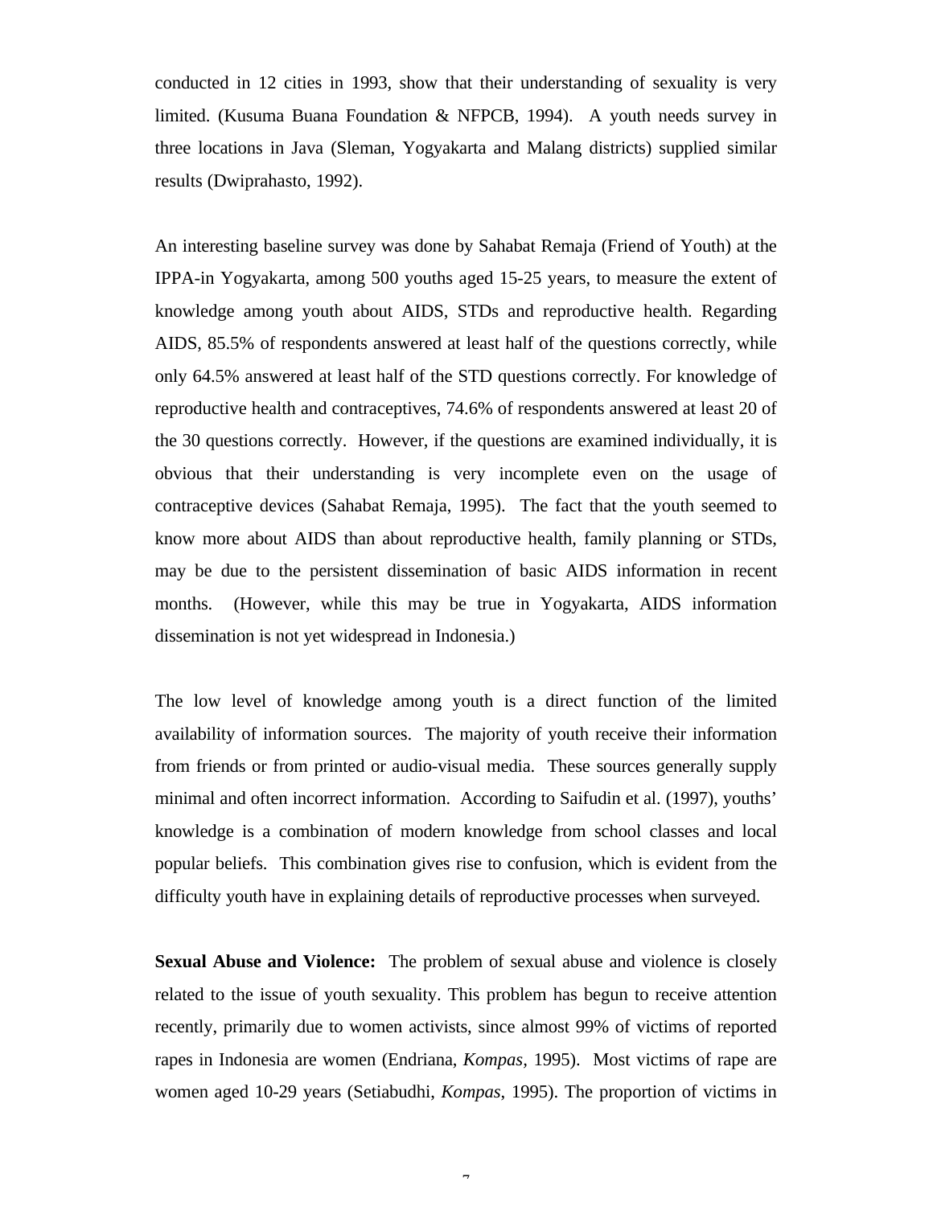conducted in 12 cities in 1993, show that their understanding of sexuality is very limited. (Kusuma Buana Foundation & NFPCB, 1994). A youth needs survey in three locations in Java (Sleman, Yogyakarta and Malang districts) supplied similar results (Dwiprahasto, 1992).

An interesting baseline survey was done by Sahabat Remaja (Friend of Youth) at the IPPA-in Yogyakarta, among 500 youths aged 15-25 years, to measure the extent of knowledge among youth about AIDS, STDs and reproductive health. Regarding AIDS, 85.5% of respondents answered at least half of the questions correctly, while only 64.5% answered at least half of the STD questions correctly. For knowledge of reproductive health and contraceptives, 74.6% of respondents answered at least 20 of the 30 questions correctly. However, if the questions are examined individually, it is obvious that their understanding is very incomplete even on the usage of contraceptive devices (Sahabat Remaja, 1995). The fact that the youth seemed to know more about AIDS than about reproductive health, family planning or STDs, may be due to the persistent dissemination of basic AIDS information in recent months. (However, while this may be true in Yogyakarta, AIDS information dissemination is not yet widespread in Indonesia.)

The low level of knowledge among youth is a direct function of the limited availability of information sources. The majority of youth receive their information from friends or from printed or audio-visual media. These sources generally supply minimal and often incorrect information. According to Saifudin et al. (1997), youths' knowledge is a combination of modern knowledge from school classes and local popular beliefs. This combination gives rise to confusion, which is evident from the difficulty youth have in explaining details of reproductive processes when surveyed.

**Sexual Abuse and Violence:** The problem of sexual abuse and violence is closely related to the issue of youth sexuality. This problem has begun to receive attention recently, primarily due to women activists, since almost 99% of victims of reported rapes in Indonesia are women (Endriana, *Kompas*, 1995). Most victims of rape are women aged 10-29 years (Setiabudhi, *Kompas*, 1995). The proportion of victims in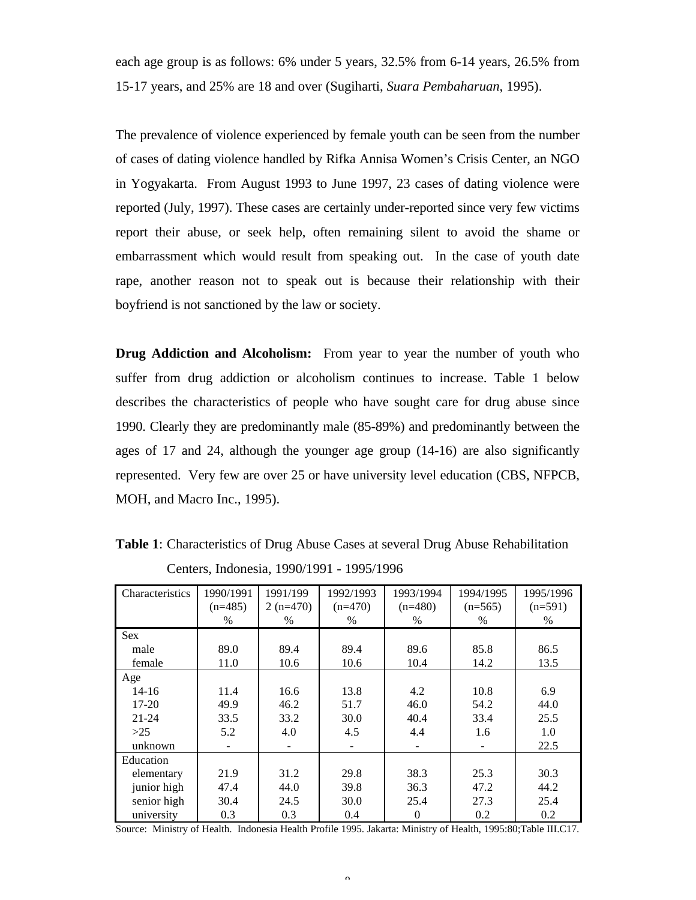each age group is as follows: 6% under 5 years, 32.5% from 6-14 years, 26.5% from 15-17 years, and 25% are 18 and over (Sugiharti, *Suara Pembaharuan*, 1995).

The prevalence of violence experienced by female youth can be seen from the number of cases of dating violence handled by Rifka Annisa Women's Crisis Center, an NGO in Yogyakarta. From August 1993 to June 1997, 23 cases of dating violence were reported (July, 1997). These cases are certainly under-reported since very few victims report their abuse, or seek help, often remaining silent to avoid the shame or embarrassment which would result from speaking out. In the case of youth date rape, another reason not to speak out is because their relationship with their boyfriend is not sanctioned by the law or society.

**Drug Addiction and Alcoholism:** From year to year the number of youth who suffer from drug addiction or alcoholism continues to increase. Table 1 below describes the characteristics of people who have sought care for drug abuse since 1990. Clearly they are predominantly male (85-89%) and predominantly between the ages of 17 and 24, although the younger age group (14-16) are also significantly represented. Very few are over 25 or have university level education (CBS, NFPCB, MOH, and Macro Inc., 1995).

**Table 1**: Characteristics of Drug Abuse Cases at several Drug Abuse Rehabilitation Centers, Indonesia, 1990/1991 - 1995/1996

| Characteristics | 1990/1991 (n=485) % | 1991/1992 (n=470) % | 1992/1993 (n=470) % | 1993/1994 (n=480) % | 1994/1995 (n=565) % | 1995/1996 (n=591) % |
|---|---|---|---|---|---|---|
| Sex | | | | | | |
| male | 89.0 | 89.4 | 89.4 | 89.6 | 85.8 | 86.5 |
| female | 11.0 | 10.6 | 10.6 | 10.4 | 14.2 | 13.5 |
| Age | | | | | | |
| 14-16 | 11.4 | 16.6 | 13.8 | 4.2 | 10.8 | 6.9 |
| 17-20 | 49.9 | 46.2 | 51.7 | 46.0 | 54.2 | 44.0 |
| 21-24 | 33.5 | 33.2 | 30.0 | 40.4 | 33.4 | 25.5 |
| >25 | 5.2 | 4.0 | 4.5 | 4.4 | 1.6 | 1.0 |
| unknown | - | - | - | - | - | 22.5 |
| Education | | | | | | |
| elementary | 21.9 | 31.2 | 29.8 | 38.3 | 25.3 | 30.3 |
| junior high | 47.4 | 44.0 | 39.8 | 36.3 | 47.2 | 44.2 |
| senior high | 30.4 | 24.5 | 30.0 | 25.4 | 27.3 | 25.4 |
| university | 0.3 | 0.3 | 0.4 | 0 | 0.2 | 0.2 |

Source: Ministry of Health. Indonesia Health Profile 1995. Jakarta: Ministry of Health, 1995:80;Table III.C17.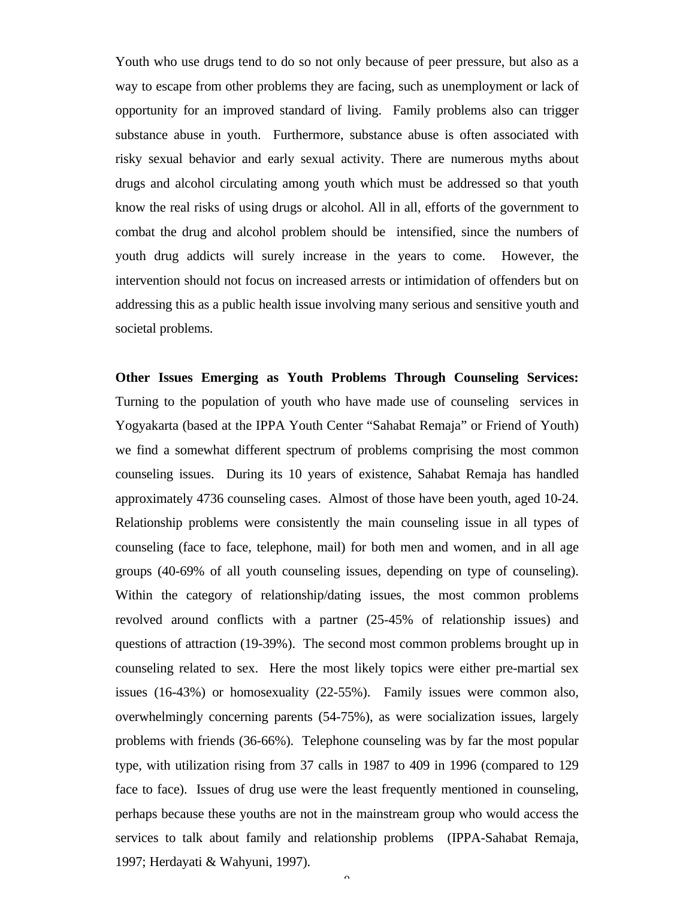Youth who use drugs tend to do so not only because of peer pressure, but also as a way to escape from other problems they are facing, such as unemployment or lack of opportunity for an improved standard of living. Family problems also can trigger substance abuse in youth. Furthermore, substance abuse is often associated with risky sexual behavior and early sexual activity. There are numerous myths about drugs and alcohol circulating among youth which must be addressed so that youth know the real risks of using drugs or alcohol. All in all, efforts of the government to combat the drug and alcohol problem should be intensified, since the numbers of youth drug addicts will surely increase in the years to come. However, the intervention should not focus on increased arrests or intimidation of offenders but on addressing this as a public health issue involving many serious and sensitive youth and societal problems.

**Other Issues Emerging as Youth Problems Through Counseling Services:** Turning to the population of youth who have made use of counseling services in Yogyakarta (based at the IPPA Youth Center "Sahabat Remaja" or Friend of Youth) we find a somewhat different spectrum of problems comprising the most common counseling issues. During its 10 years of existence, Sahabat Remaja has handled approximately 4736 counseling cases. Almost of those have been youth, aged 10-24. Relationship problems were consistently the main counseling issue in all types of counseling (face to face, telephone, mail) for both men and women, and in all age groups (40-69% of all youth counseling issues, depending on type of counseling). Within the category of relationship/dating issues, the most common problems revolved around conflicts with a partner (25-45% of relationship issues) and questions of attraction (19-39%). The second most common problems brought up in counseling related to sex. Here the most likely topics were either pre-martial sex issues (16-43%) or homosexuality (22-55%). Family issues were common also, overwhelmingly concerning parents (54-75%), as were socialization issues, largely problems with friends (36-66%). Telephone counseling was by far the most popular type, with utilization rising from 37 calls in 1987 to 409 in 1996 (compared to 129 face to face). Issues of drug use were the least frequently mentioned in counseling, perhaps because these youths are not in the mainstream group who would access the services to talk about family and relationship problems (IPPA-Sahabat Remaja, 1997; Herdayati & Wahyuni, 1997).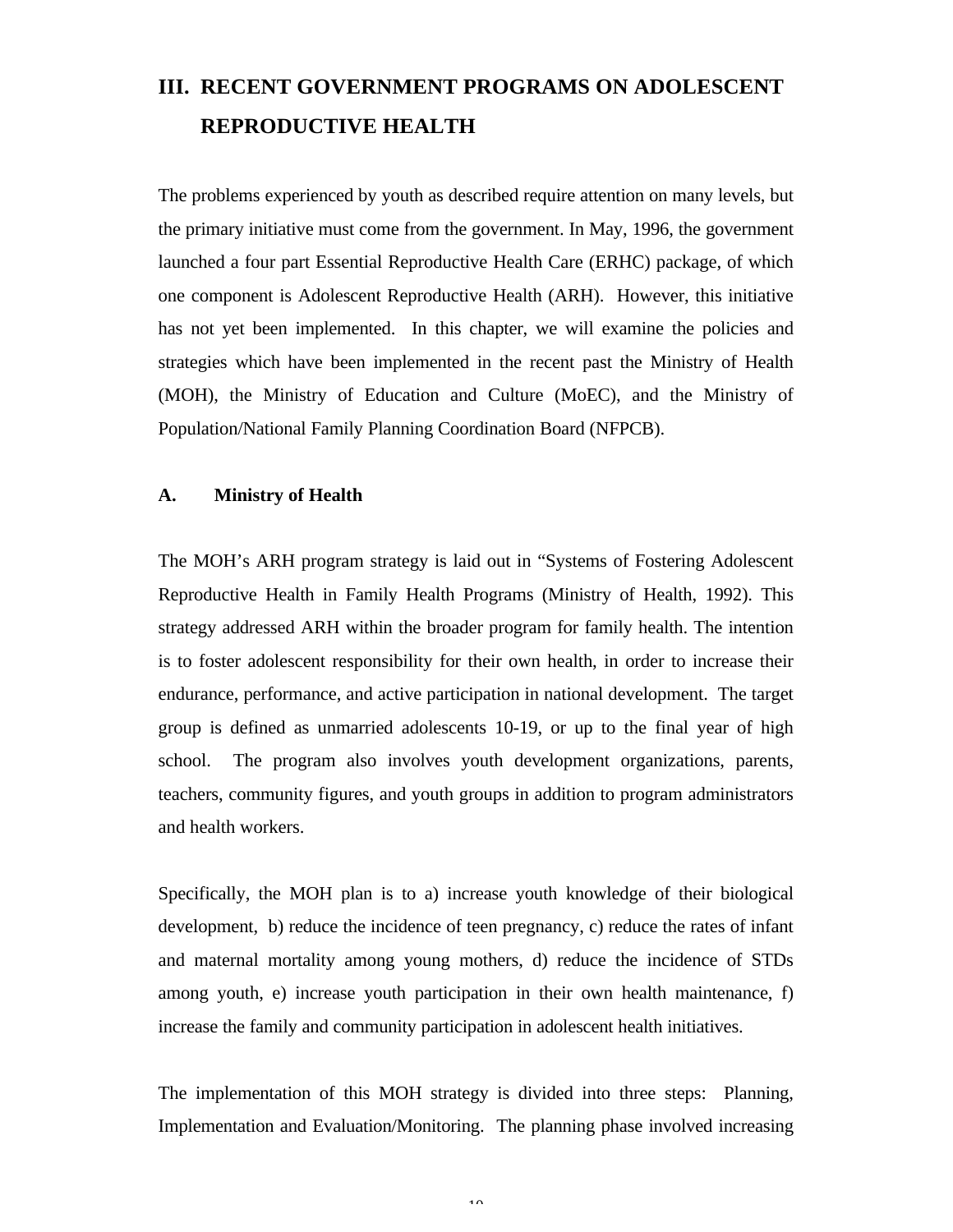# III. RECENT GOVERNMENT PROGRAMS ON ADOLESCENT REPRODUCTIVE HEALTH

The problems experienced by youth as described require attention on many levels, but the primary initiative must come from the government. In May, 1996, the government launched a four part Essential Reproductive Health Care (ERHC) package, of which one component is Adolescent Reproductive Health (ARH). However, this initiative has not yet been implemented. In this chapter, we will examine the policies and strategies which have been implemented in the recent past the Ministry of Health (MOH), the Ministry of Education and Culture (MoEC), and the Ministry of Population/National Family Planning Coordination Board (NFPCB).

## A. Ministry of Health

The MOH's ARH program strategy is laid out in "Systems of Fostering Adolescent Reproductive Health in Family Health Programs (Ministry of Health, 1992). This strategy addressed ARH within the broader program for family health. The intention is to foster adolescent responsibility for their own health, in order to increase their endurance, performance, and active participation in national development. The target group is defined as unmarried adolescents 10-19, or up to the final year of high school. The program also involves youth development organizations, parents, teachers, community figures, and youth groups in addition to program administrators and health workers.

Specifically, the MOH plan is to a) increase youth knowledge of their biological development, b) reduce the incidence of teen pregnancy, c) reduce the rates of infant and maternal mortality among young mothers, d) reduce the incidence of STDs among youth, e) increase youth participation in their own health maintenance, f) increase the family and community participation in adolescent health initiatives.

The implementation of this MOH strategy is divided into three steps: Planning, Implementation and Evaluation/Monitoring. The planning phase involved increasing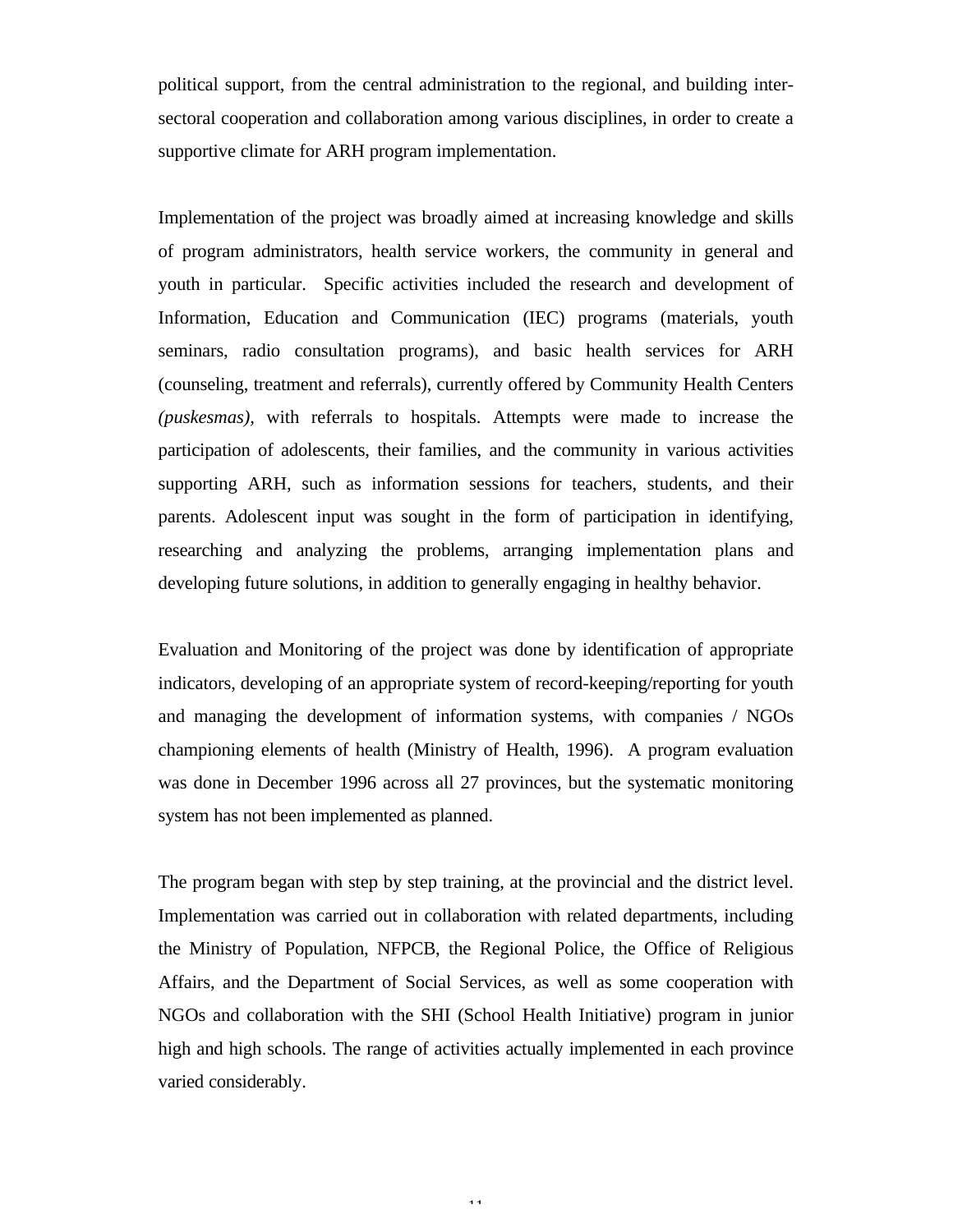political support, from the central administration to the regional, and building inter-sectoral cooperation and collaboration among various disciplines, in order to create a supportive climate for ARH program implementation.

Implementation of the project was broadly aimed at increasing knowledge and skills of program administrators, health service workers, the community in general and youth in particular. Specific activities included the research and development of Information, Education and Communication (IEC) programs (materials, youth seminars, radio consultation programs), and basic health services for ARH (counseling, treatment and referrals), currently offered by Community Health Centers *(puskesmas),* with referrals to hospitals. Attempts were made to increase the participation of adolescents, their families, and the community in various activities supporting ARH, such as information sessions for teachers, students, and their parents. Adolescent input was sought in the form of participation in identifying, researching and analyzing the problems, arranging implementation plans and developing future solutions, in addition to generally engaging in healthy behavior.

Evaluation and Monitoring of the project was done by identification of appropriate indicators, developing of an appropriate system of record-keeping/reporting for youth and managing the development of information systems, with companies / NGOs championing elements of health (Ministry of Health, 1996). A program evaluation was done in December 1996 across all 27 provinces, but the systematic monitoring system has not been implemented as planned.

The program began with step by step training, at the provincial and the district level. Implementation was carried out in collaboration with related departments, including the Ministry of Population, NFPCB, the Regional Police, the Office of Religious Affairs, and the Department of Social Services, as well as some cooperation with NGOs and collaboration with the SHI (School Health Initiative) program in junior high and high schools. The range of activities actually implemented in each province varied considerably.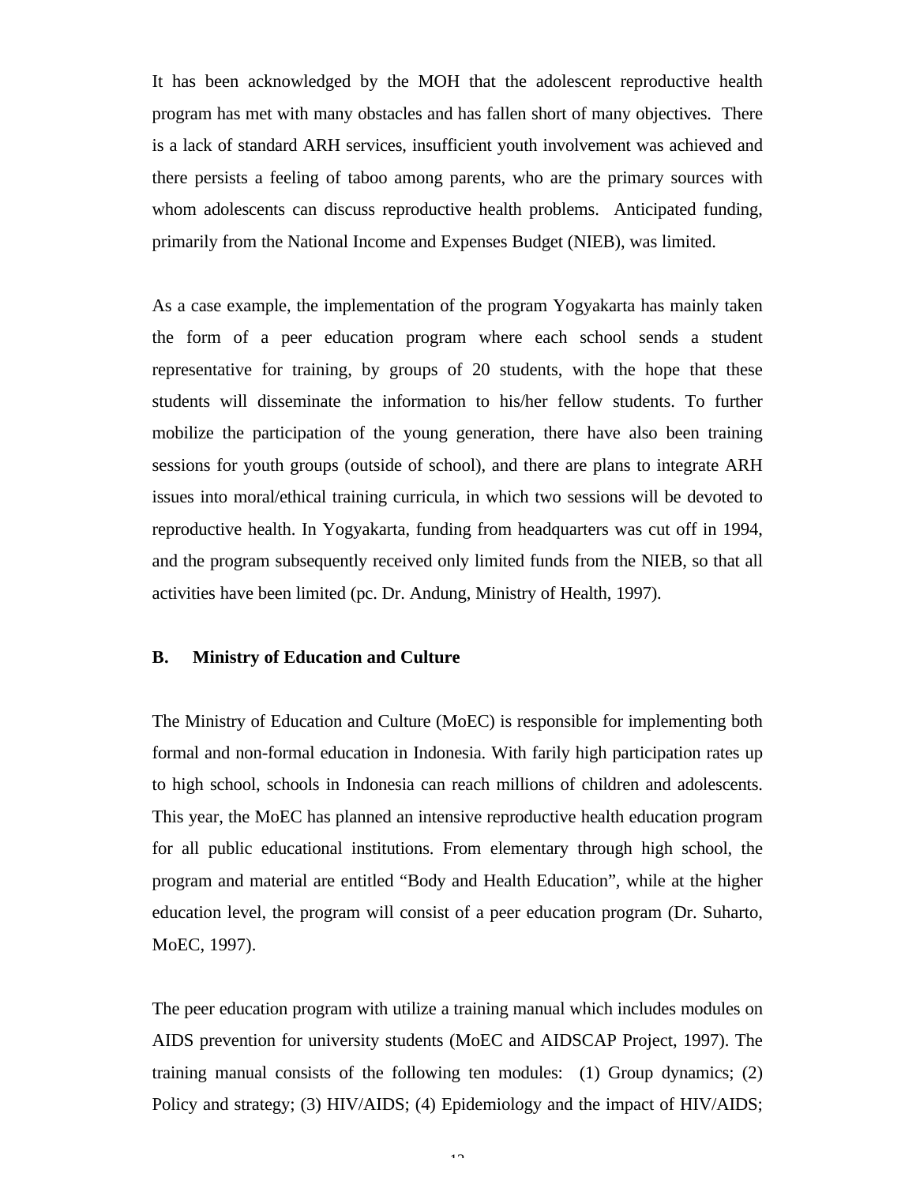It has been acknowledged by the MOH that the adolescent reproductive health program has met with many obstacles and has fallen short of many objectives. There is a lack of standard ARH services, insufficient youth involvement was achieved and there persists a feeling of taboo among parents, who are the primary sources with whom adolescents can discuss reproductive health problems. Anticipated funding, primarily from the National Income and Expenses Budget (NIEB), was limited.

As a case example, the implementation of the program Yogyakarta has mainly taken the form of a peer education program where each school sends a student representative for training, by groups of 20 students, with the hope that these students will disseminate the information to his/her fellow students. To further mobilize the participation of the young generation, there have also been training sessions for youth groups (outside of school), and there are plans to integrate ARH issues into moral/ethical training curricula, in which two sessions will be devoted to reproductive health. In Yogyakarta, funding from headquarters was cut off in 1994, and the program subsequently received only limited funds from the NIEB, so that all activities have been limited (pc. Dr. Andung, Ministry of Health, 1997).

## B. Ministry of Education and Culture

The Ministry of Education and Culture (MoEC) is responsible for implementing both formal and non-formal education in Indonesia. With farily high participation rates up to high school, schools in Indonesia can reach millions of children and adolescents. This year, the MoEC has planned an intensive reproductive health education program for all public educational institutions. From elementary through high school, the program and material are entitled “Body and Health Education”, while at the higher education level, the program will consist of a peer education program (Dr. Suharto, MoEC, 1997).

The peer education program with utilize a training manual which includes modules on AIDS prevention for university students (MoEC and AIDSCAP Project, 1997). The training manual consists of the following ten modules: (1) Group dynamics; (2) Policy and strategy; (3) HIV/AIDS; (4) Epidemiology and the impact of HIV/AIDS;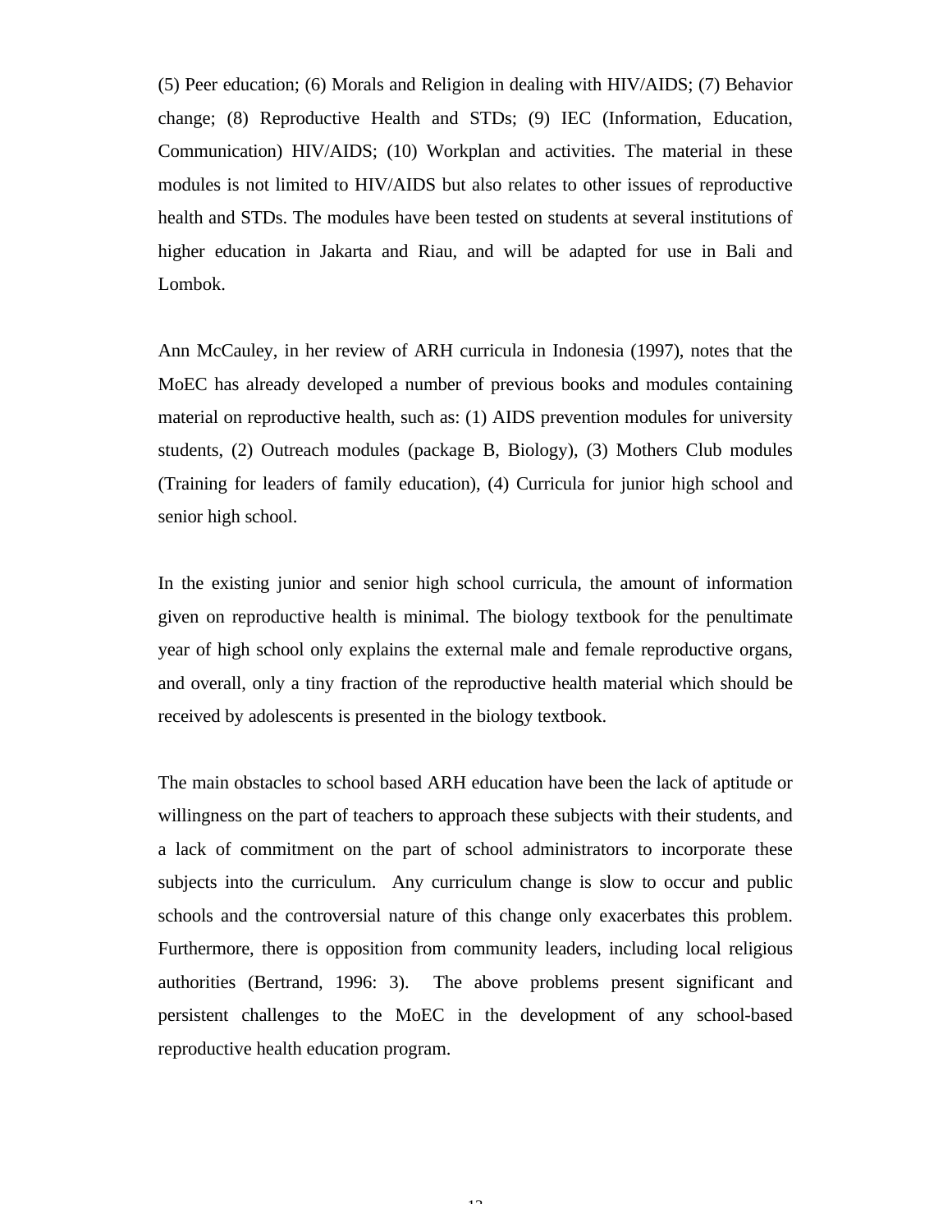(5) Peer education; (6) Morals and Religion in dealing with HIV/AIDS; (7) Behavior change; (8) Reproductive Health and STDs; (9) IEC (Information, Education, Communication) HIV/AIDS; (10) Workplan and activities. The material in these modules is not limited to HIV/AIDS but also relates to other issues of reproductive health and STDs. The modules have been tested on students at several institutions of higher education in Jakarta and Riau, and will be adapted for use in Bali and Lombok.

Ann McCauley, in her review of ARH curricula in Indonesia (1997), notes that the MoEC has already developed a number of previous books and modules containing material on reproductive health, such as: (1) AIDS prevention modules for university students, (2) Outreach modules (package B, Biology), (3) Mothers Club modules (Training for leaders of family education), (4) Curricula for junior high school and senior high school.

In the existing junior and senior high school curricula, the amount of information given on reproductive health is minimal. The biology textbook for the penultimate year of high school only explains the external male and female reproductive organs, and overall, only a tiny fraction of the reproductive health material which should be received by adolescents is presented in the biology textbook.

The main obstacles to school based ARH education have been the lack of aptitude or willingness on the part of teachers to approach these subjects with their students, and a lack of commitment on the part of school administrators to incorporate these subjects into the curriculum. Any curriculum change is slow to occur and public schools and the controversial nature of this change only exacerbates this problem. Furthermore, there is opposition from community leaders, including local religious authorities (Bertrand, 1996: 3). The above problems present significant and persistent challenges to the MoEC in the development of any school-based reproductive health education program.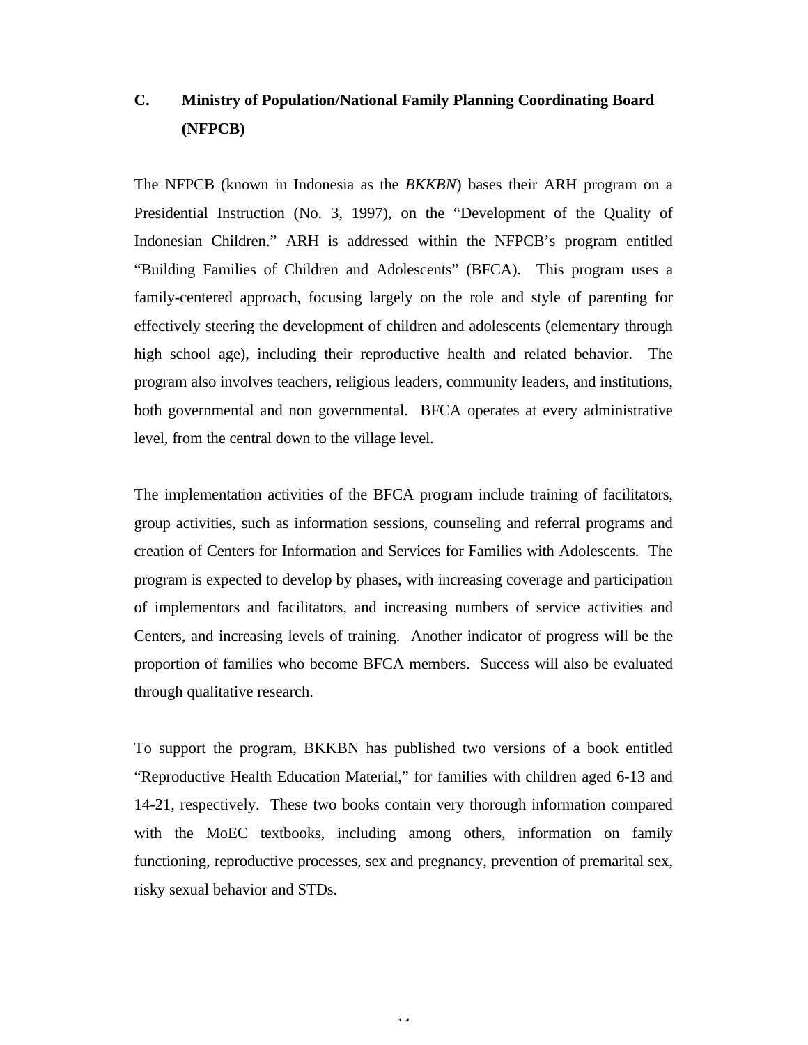## C. Ministry of Population/National Family Planning Coordinating Board (NFPCB)

The NFPCB (known in Indonesia as the *BKKBN*) bases their ARH program on a Presidential Instruction (No. 3, 1997), on the "Development of the Quality of Indonesian Children." ARH is addressed within the NFPCB's program entitled "Building Families of Children and Adolescents" (BFCA). This program uses a family-centered approach, focusing largely on the role and style of parenting for effectively steering the development of children and adolescents (elementary through high school age), including their reproductive health and related behavior. The program also involves teachers, religious leaders, community leaders, and institutions, both governmental and non governmental. BFCA operates at every administrative level, from the central down to the village level.

The implementation activities of the BFCA program include training of facilitators, group activities, such as information sessions, counseling and referral programs and creation of Centers for Information and Services for Families with Adolescents. The program is expected to develop by phases, with increasing coverage and participation of implementors and facilitators, and increasing numbers of service activities and Centers, and increasing levels of training. Another indicator of progress will be the proportion of families who become BFCA members. Success will also be evaluated through qualitative research.

To support the program, BKKBN has published two versions of a book entitled "Reproductive Health Education Material," for families with children aged 6-13 and 14-21, respectively. These two books contain very thorough information compared with the MoEC textbooks, including among others, information on family functioning, reproductive processes, sex and pregnancy, prevention of premarital sex, risky sexual behavior and STDs.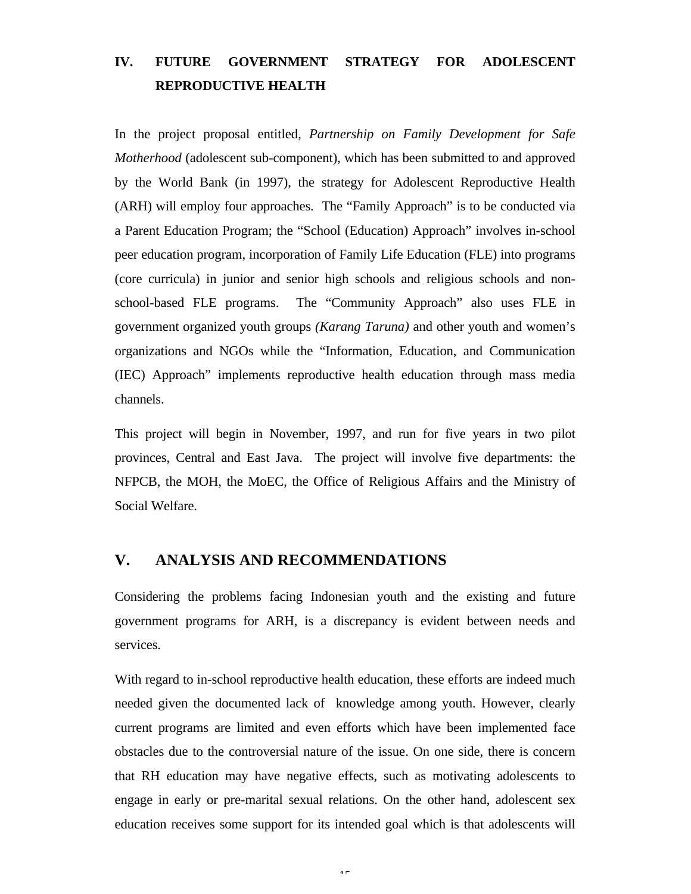## IV. FUTURE GOVERNMENT STRATEGY FOR ADOLESCENT REPRODUCTIVE HEALTH

In the project proposal entitled, *Partnership on Family Development for Safe Motherhood* (adolescent sub-component), which has been submitted to and approved by the World Bank (in 1997), the strategy for Adolescent Reproductive Health (ARH) will employ four approaches. The "Family Approach" is to be conducted via a Parent Education Program; the "School (Education) Approach" involves in-school peer education program, incorporation of Family Life Education (FLE) into programs (core curricula) in junior and senior high schools and religious schools and non-school-based FLE programs. The "Community Approach" also uses FLE in government organized youth groups *(Karang Taruna)* and other youth and women's organizations and NGOs while the "Information, Education, and Communication (IEC) Approach" implements reproductive health education through mass media channels.

This project will begin in November, 1997, and run for five years in two pilot provinces, Central and East Java. The project will involve five departments: the NFPCB, the MOH, the MoEC, the Office of Religious Affairs and the Ministry of Social Welfare.

## V. ANALYSIS AND RECOMMENDATIONS

Considering the problems facing Indonesian youth and the existing and future government programs for ARH, is a discrepancy is evident between needs and services.

With regard to in-school reproductive health education, these efforts are indeed much needed given the documented lack of knowledge among youth. However, clearly current programs are limited and even efforts which have been implemented face obstacles due to the controversial nature of the issue. On one side, there is concern that RH education may have negative effects, such as motivating adolescents to engage in early or pre-marital sexual relations. On the other hand, adolescent sex education receives some support for its intended goal which is that adolescents will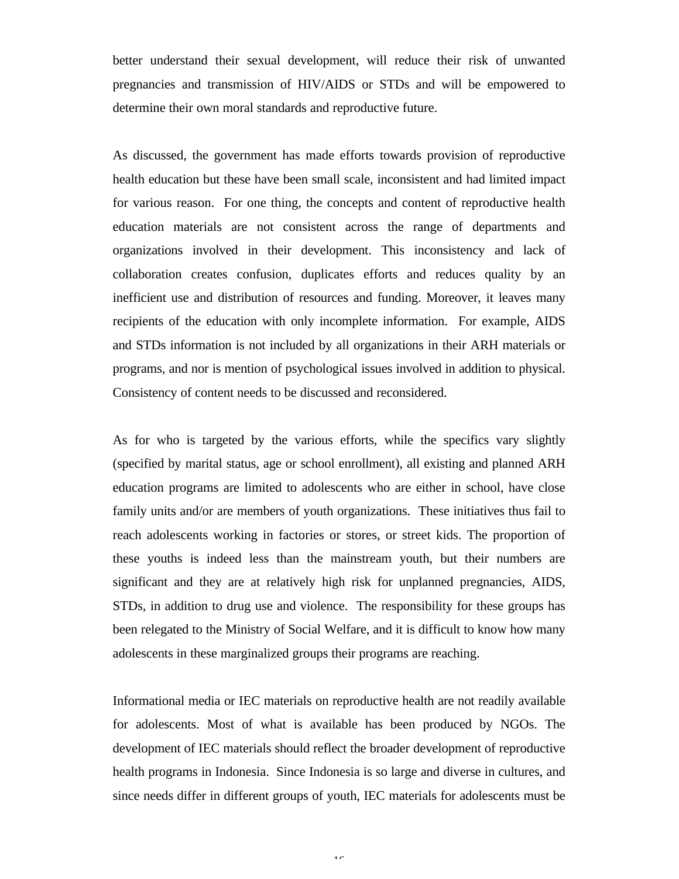better understand their sexual development, will reduce their risk of unwanted pregnancies and transmission of HIV/AIDS or STDs and will be empowered to determine their own moral standards and reproductive future.

As discussed, the government has made efforts towards provision of reproductive health education but these have been small scale, inconsistent and had limited impact for various reason. For one thing, the concepts and content of reproductive health education materials are not consistent across the range of departments and organizations involved in their development. This inconsistency and lack of collaboration creates confusion, duplicates efforts and reduces quality by an inefficient use and distribution of resources and funding. Moreover, it leaves many recipients of the education with only incomplete information. For example, AIDS and STDs information is not included by all organizations in their ARH materials or programs, and nor is mention of psychological issues involved in addition to physical. Consistency of content needs to be discussed and reconsidered.

As for who is targeted by the various efforts, while the specifics vary slightly (specified by marital status, age or school enrollment), all existing and planned ARH education programs are limited to adolescents who are either in school, have close family units and/or are members of youth organizations. These initiatives thus fail to reach adolescents working in factories or stores, or street kids. The proportion of these youths is indeed less than the mainstream youth, but their numbers are significant and they are at relatively high risk for unplanned pregnancies, AIDS, STDs, in addition to drug use and violence. The responsibility for these groups has been relegated to the Ministry of Social Welfare, and it is difficult to know how many adolescents in these marginalized groups their programs are reaching.

Informational media or IEC materials on reproductive health are not readily available for adolescents. Most of what is available has been produced by NGOs. The development of IEC materials should reflect the broader development of reproductive health programs in Indonesia. Since Indonesia is so large and diverse in cultures, and since needs differ in different groups of youth, IEC materials for adolescents must be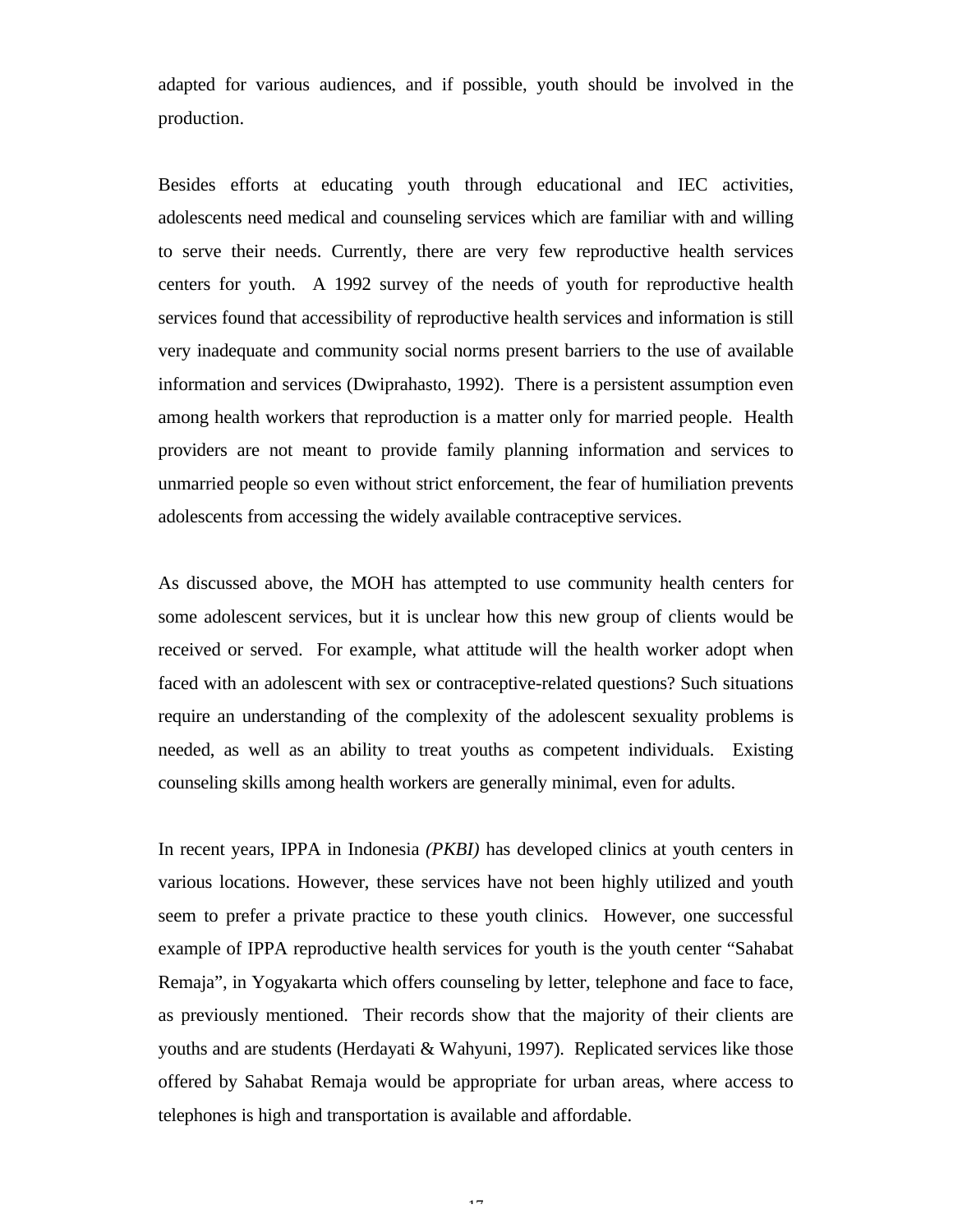adapted for various audiences, and if possible, youth should be involved in the production.

Besides efforts at educating youth through educational and IEC activities, adolescents need medical and counseling services which are familiar with and willing to serve their needs. Currently, there are very few reproductive health services centers for youth. A 1992 survey of the needs of youth for reproductive health services found that accessibility of reproductive health services and information is still very inadequate and community social norms present barriers to the use of available information and services (Dwiprahasto, 1992). There is a persistent assumption even among health workers that reproduction is a matter only for married people. Health providers are not meant to provide family planning information and services to unmarried people so even without strict enforcement, the fear of humiliation prevents adolescents from accessing the widely available contraceptive services.

As discussed above, the MOH has attempted to use community health centers for some adolescent services, but it is unclear how this new group of clients would be received or served. For example, what attitude will the health worker adopt when faced with an adolescent with sex or contraceptive-related questions? Such situations require an understanding of the complexity of the adolescent sexuality problems is needed, as well as an ability to treat youths as competent individuals. Existing counseling skills among health workers are generally minimal, even for adults.

In recent years, IPPA in Indonesia *(PKBI)* has developed clinics at youth centers in various locations. However, these services have not been highly utilized and youth seem to prefer a private practice to these youth clinics. However, one successful example of IPPA reproductive health services for youth is the youth center "Sahabat Remaja", in Yogyakarta which offers counseling by letter, telephone and face to face, as previously mentioned. Their records show that the majority of their clients are youths and are students (Herdayati & Wahyuni, 1997). Replicated services like those offered by Sahabat Remaja would be appropriate for urban areas, where access to telephones is high and transportation is available and affordable.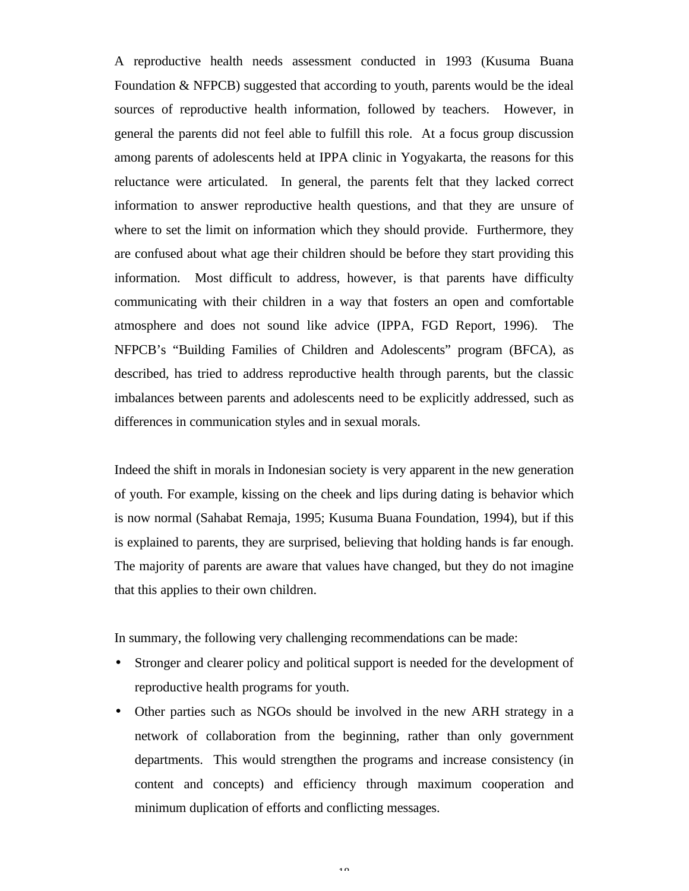A reproductive health needs assessment conducted in 1993 (Kusuma Buana Foundation & NFPCB) suggested that according to youth, parents would be the ideal sources of reproductive health information, followed by teachers. However, in general the parents did not feel able to fulfill this role. At a focus group discussion among parents of adolescents held at IPPA clinic in Yogyakarta, the reasons for this reluctance were articulated. In general, the parents felt that they lacked correct information to answer reproductive health questions, and that they are unsure of where to set the limit on information which they should provide. Furthermore, they are confused about what age their children should be before they start providing this information. Most difficult to address, however, is that parents have difficulty communicating with their children in a way that fosters an open and comfortable atmosphere and does not sound like advice (IPPA, FGD Report, 1996). The NFPCB's "Building Families of Children and Adolescents" program (BFCA), as described, has tried to address reproductive health through parents, but the classic imbalances between parents and adolescents need to be explicitly addressed, such as differences in communication styles and in sexual morals.

Indeed the shift in morals in Indonesian society is very apparent in the new generation of youth. For example, kissing on the cheek and lips during dating is behavior which is now normal (Sahabat Remaja, 1995; Kusuma Buana Foundation, 1994), but if this is explained to parents, they are surprised, believing that holding hands is far enough. The majority of parents are aware that values have changed, but they do not imagine that this applies to their own children.

In summary, the following very challenging recommendations can be made:

- Stronger and clearer policy and political support is needed for the development of reproductive health programs for youth.
- Other parties such as NGOs should be involved in the new ARH strategy in a network of collaboration from the beginning, rather than only government departments. This would strengthen the programs and increase consistency (in content and concepts) and efficiency through maximum cooperation and minimum duplication of efforts and conflicting messages.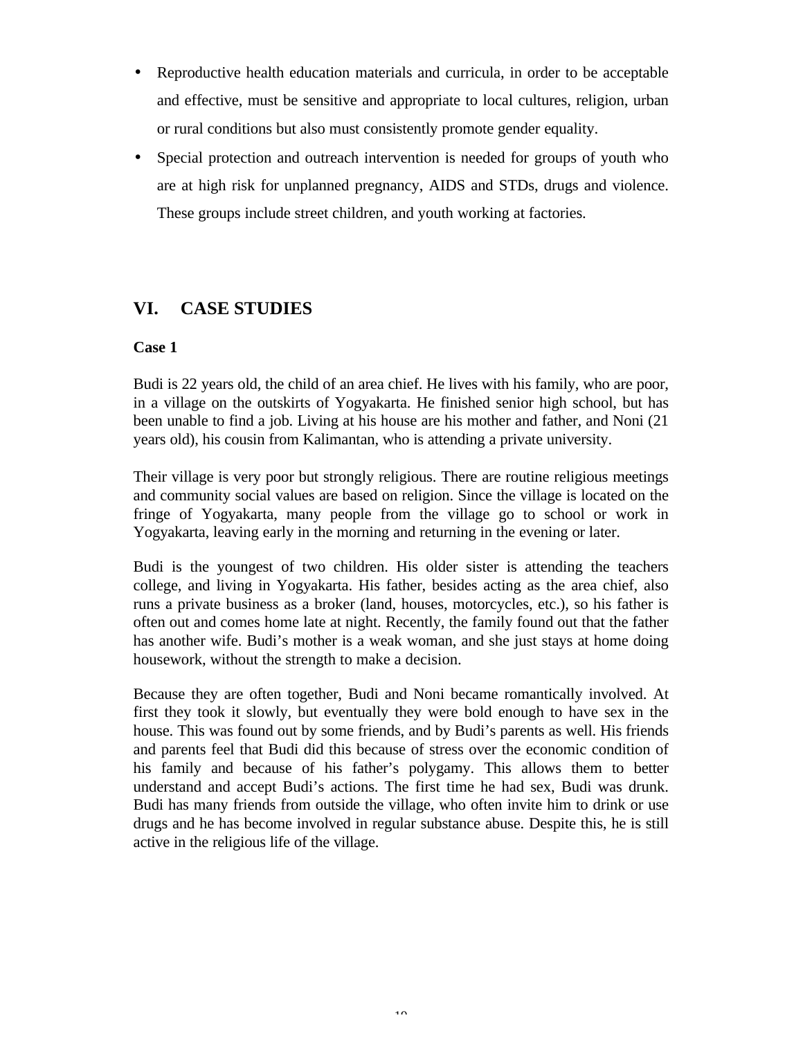- Reproductive health education materials and curricula, in order to be acceptable and effective, must be sensitive and appropriate to local cultures, religion, urban or rural conditions but also must consistently promote gender equality.
- Special protection and outreach intervention is needed for groups of youth who are at high risk for unplanned pregnancy, AIDS and STDs, drugs and violence. These groups include street children, and youth working at factories.

## VI. CASE STUDIES

**Case 1**

Budi is 22 years old, the child of an area chief. He lives with his family, who are poor, in a village on the outskirts of Yogyakarta. He finished senior high school, but has been unable to find a job. Living at his house are his mother and father, and Noni (21 years old), his cousin from Kalimantan, who is attending a private university.

Their village is very poor but strongly religious. There are routine religious meetings and community social values are based on religion. Since the village is located on the fringe of Yogyakarta, many people from the village go to school or work in Yogyakarta, leaving early in the morning and returning in the evening or later.

Budi is the youngest of two children. His older sister is attending the teachers college, and living in Yogyakarta. His father, besides acting as the area chief, also runs a private business as a broker (land, houses, motorcycles, etc.), so his father is often out and comes home late at night. Recently, the family found out that the father has another wife. Budi's mother is a weak woman, and she just stays at home doing housework, without the strength to make a decision.

Because they are often together, Budi and Noni became romantically involved. At first they took it slowly, but eventually they were bold enough to have sex in the house. This was found out by some friends, and by Budi's parents as well. His friends and parents feel that Budi did this because of stress over the economic condition of his family and because of his father's polygamy. This allows them to better understand and accept Budi's actions. The first time he had sex, Budi was drunk. Budi has many friends from outside the village, who often invite him to drink or use drugs and he has become involved in regular substance abuse. Despite this, he is still active in the religious life of the village.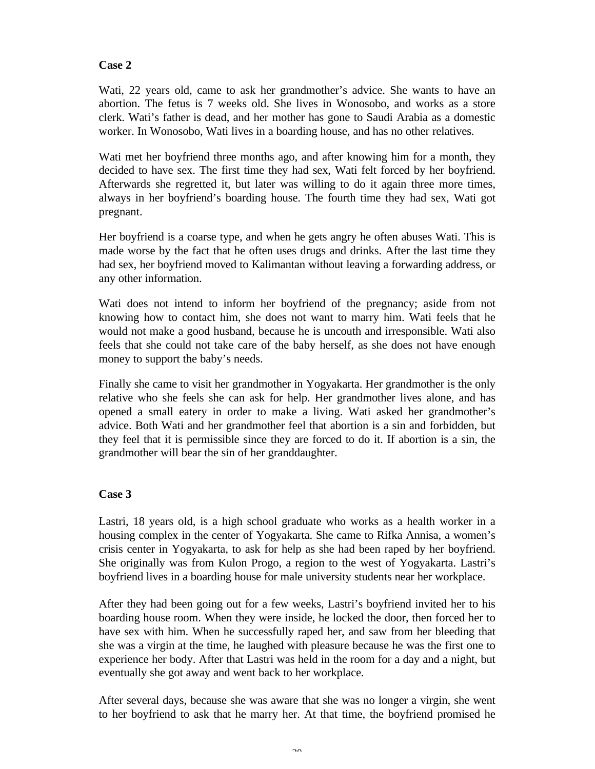**Case 2**

Wati, 22 years old, came to ask her grandmother's advice. She wants to have an abortion. The fetus is 7 weeks old. She lives in Wonosobo, and works as a store clerk. Wati's father is dead, and her mother has gone to Saudi Arabia as a domestic worker. In Wonosobo, Wati lives in a boarding house, and has no other relatives.

Wati met her boyfriend three months ago, and after knowing him for a month, they decided to have sex. The first time they had sex, Wati felt forced by her boyfriend. Afterwards she regretted it, but later was willing to do it again three more times, always in her boyfriend's boarding house. The fourth time they had sex, Wati got pregnant.

Her boyfriend is a coarse type, and when he gets angry he often abuses Wati. This is made worse by the fact that he often uses drugs and drinks. After the last time they had sex, her boyfriend moved to Kalimantan without leaving a forwarding address, or any other information.

Wati does not intend to inform her boyfriend of the pregnancy; aside from not knowing how to contact him, she does not want to marry him. Wati feels that he would not make a good husband, because he is uncouth and irresponsible. Wati also feels that she could not take care of the baby herself, as she does not have enough money to support the baby's needs.

Finally she came to visit her grandmother in Yogyakarta. Her grandmother is the only relative who she feels she can ask for help. Her grandmother lives alone, and has opened a small eatery in order to make a living. Wati asked her grandmother's advice. Both Wati and her grandmother feel that abortion is a sin and forbidden, but they feel that it is permissible since they are forced to do it. If abortion is a sin, the grandmother will bear the sin of her granddaughter.

**Case 3**

Lastri, 18 years old, is a high school graduate who works as a health worker in a housing complex in the center of Yogyakarta. She came to Rifka Annisa, a women's crisis center in Yogyakarta, to ask for help as she had been raped by her boyfriend. She originally was from Kulon Progo, a region to the west of Yogyakarta. Lastri's boyfriend lives in a boarding house for male university students near her workplace.

After they had been going out for a few weeks, Lastri's boyfriend invited her to his boarding house room. When they were inside, he locked the door, then forced her to have sex with him. When he successfully raped her, and saw from her bleeding that she was a virgin at the time, he laughed with pleasure because he was the first one to experience her body. After that Lastri was held in the room for a day and a night, but eventually she got away and went back to her workplace.

After several days, because she was aware that she was no longer a virgin, she went to her boyfriend to ask that he marry her. At that time, the boyfriend promised he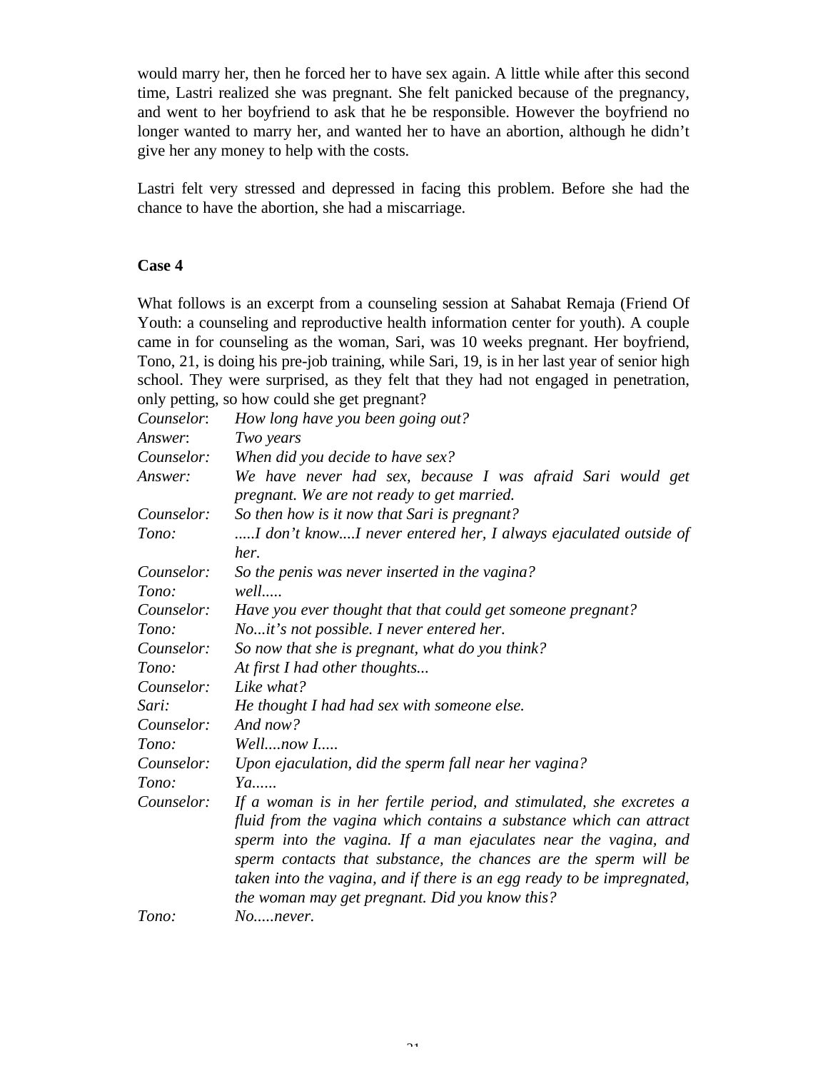would marry her, then he forced her to have sex again. A little while after this second time, Lastri realized she was pregnant. She felt panicked because of the pregnancy, and went to her boyfriend to ask that he be responsible. However the boyfriend no longer wanted to marry her, and wanted her to have an abortion, although he didn't give her any money to help with the costs.

Lastri felt very stressed and depressed in facing this problem. Before she had the chance to have the abortion, she had a miscarriage.

**Case 4**

What follows is an excerpt from a counseling session at Sahabat Remaja (Friend Of Youth: a counseling and reproductive health information center for youth). A couple came in for counseling as the woman, Sari, was 10 weeks pregnant. Her boyfriend, Tono, 21, is doing his pre-job training, while Sari, 19, is in her last year of senior high school. They were surprised, as they felt that they had not engaged in penetration, only petting, so how could she get pregnant?

*Counselor*: *How long have you been going out?*
*Answer*: *Two years*
*Counselor:* *When did you decide to have sex?*
*Answer:* *We have never had sex, because I was afraid Sari would get pregnant. We are not ready to get married.*
*Counselor:* *So then how is it now that Sari is pregnant?*
*Tono:* *.....I don't know....I never entered her, I always ejaculated outside of her.*
*Counselor:* *So the penis was never inserted in the vagina?*
*Tono:* *well.....*
*Counselor:* *Have you ever thought that that could get someone pregnant?*
*Tono:* *No...it's not possible. I never entered her.*
*Counselor:* *So now that she is pregnant, what do you think?*
*Tono:* *At first I had other thoughts...*
*Counselor:* *Like what?*
*Sari:* *He thought I had had sex with someone else.*
*Counselor:* *And now?*
*Tono:* *Well....now I.....*
*Counselor:* *Upon ejaculation, did the sperm fall near her vagina?*
*Tono:* *Ya......*
*Counselor:* *If a woman is in her fertile period, and stimulated, she excretes a fluid from the vagina which contains a substance which can attract sperm into the vagina. If a man ejaculates near the vagina, and sperm contacts that substance, the chances are the sperm will be taken into the vagina, and if there is an egg ready to be impregnated, the woman may get pregnant. Did you know this?*
*Tono:* *No.....never.*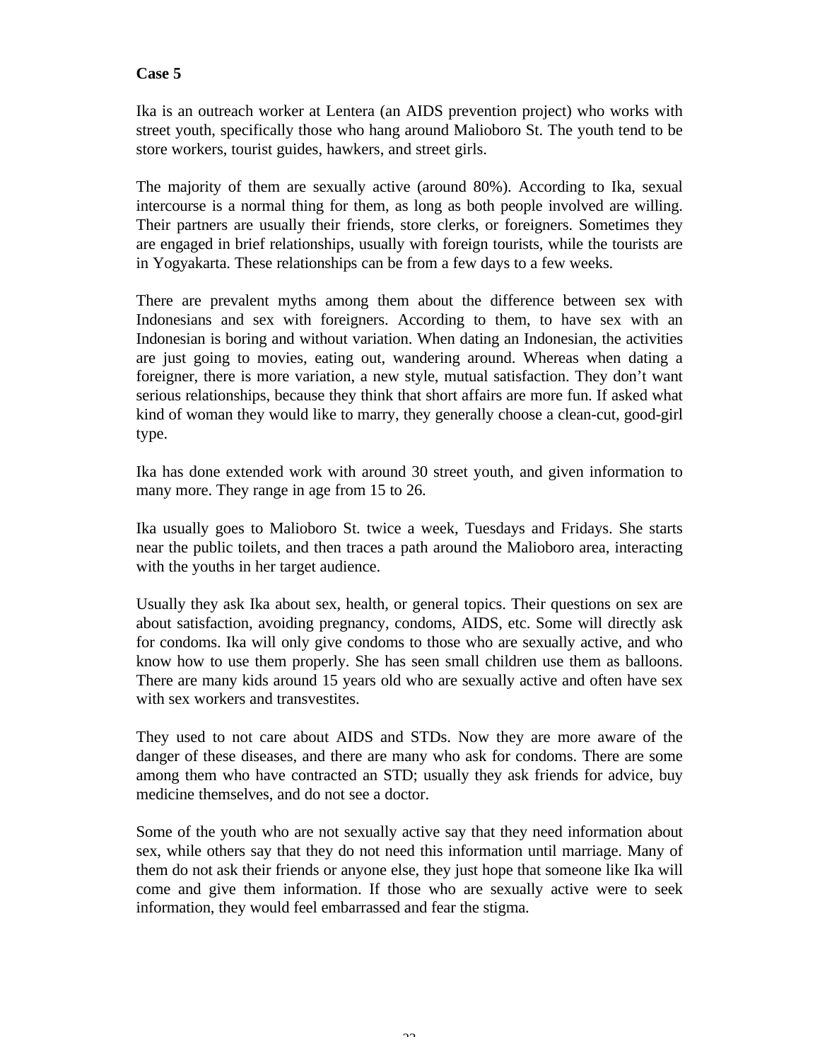**Case 5**

Ika is an outreach worker at Lentera (an AIDS prevention project) who works with street youth, specifically those who hang around Malioboro St. The youth tend to be store workers, tourist guides, hawkers, and street girls.

The majority of them are sexually active (around 80%). According to Ika, sexual intercourse is a normal thing for them, as long as both people involved are willing. Their partners are usually their friends, store clerks, or foreigners. Sometimes they are engaged in brief relationships, usually with foreign tourists, while the tourists are in Yogyakarta. These relationships can be from a few days to a few weeks.

There are prevalent myths among them about the difference between sex with Indonesians and sex with foreigners. According to them, to have sex with an Indonesian is boring and without variation. When dating an Indonesian, the activities are just going to movies, eating out, wandering around. Whereas when dating a foreigner, there is more variation, a new style, mutual satisfaction. They don't want serious relationships, because they think that short affairs are more fun. If asked what kind of woman they would like to marry, they generally choose a clean-cut, good-girl type.

Ika has done extended work with around 30 street youth, and given information to many more. They range in age from 15 to 26.

Ika usually goes to Malioboro St. twice a week, Tuesdays and Fridays. She starts near the public toilets, and then traces a path around the Malioboro area, interacting with the youths in her target audience.

Usually they ask Ika about sex, health, or general topics. Their questions on sex are about satisfaction, avoiding pregnancy, condoms, AIDS, etc. Some will directly ask for condoms. Ika will only give condoms to those who are sexually active, and who know how to use them properly. She has seen small children use them as balloons. There are many kids around 15 years old who are sexually active and often have sex with sex workers and transvestites.

They used to not care about AIDS and STDs. Now they are more aware of the danger of these diseases, and there are many who ask for condoms. There are some among them who have contracted an STD; usually they ask friends for advice, buy medicine themselves, and do not see a doctor.

Some of the youth who are not sexually active say that they need information about sex, while others say that they do not need this information until marriage. Many of them do not ask their friends or anyone else, they just hope that someone like Ika will come and give them information. If those who are sexually active were to seek information, they would feel embarrassed and fear the stigma.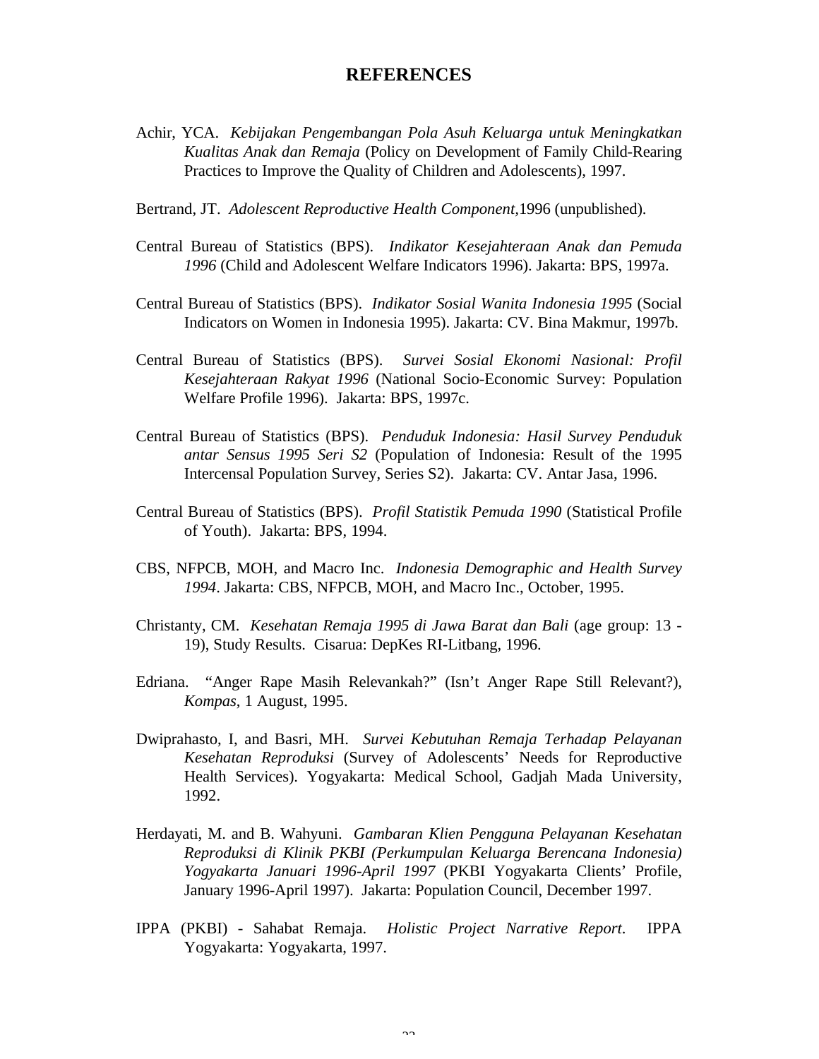# REFERENCES

Achir, YCA. *Kebijakan Pengembangan Pola Asuh Keluarga untuk Meningkatkan Kualitas Anak dan Remaja* (Policy on Development of Family Child-Rearing Practices to Improve the Quality of Children and Adolescents), 1997.

Bertrand, JT. *Adolescent Reproductive Health Component,*1996 (unpublished).

Central Bureau of Statistics (BPS). *Indikator Kesejahteraan Anak dan Pemuda 1996* (Child and Adolescent Welfare Indicators 1996). Jakarta: BPS, 1997a.

Central Bureau of Statistics (BPS). *Indikator Sosial Wanita Indonesia 1995* (Social Indicators on Women in Indonesia 1995). Jakarta: CV. Bina Makmur, 1997b.

Central Bureau of Statistics (BPS). *Survei Sosial Ekonomi Nasional: Profil Kesejahteraan Rakyat 1996* (National Socio-Economic Survey: Population Welfare Profile 1996). Jakarta: BPS, 1997c.

Central Bureau of Statistics (BPS). *Penduduk Indonesia: Hasil Survey Penduduk antar Sensus 1995 Seri S2* (Population of Indonesia: Result of the 1995 Intercensal Population Survey, Series S2). Jakarta: CV. Antar Jasa, 1996.

Central Bureau of Statistics (BPS). *Profil Statistik Pemuda 1990* (Statistical Profile of Youth). Jakarta: BPS, 1994.

CBS, NFPCB, MOH, and Macro Inc. *Indonesia Demographic and Health Survey 1994*. Jakarta: CBS, NFPCB, MOH, and Macro Inc., October, 1995.

Christanty, CM. *Kesehatan Remaja 1995 di Jawa Barat dan Bali* (age group: 13 - 19), Study Results. Cisarua: DepKes RI-Litbang, 1996.

Edriana. "Anger Rape Masih Relevankah?" (Isn't Anger Rape Still Relevant?), *Kompas*, 1 August, 1995.

Dwiprahasto, I, and Basri, MH. *Survei Kebutuhan Remaja Terhadap Pelayanan Kesehatan Reproduksi* (Survey of Adolescents' Needs for Reproductive Health Services). Yogyakarta: Medical School, Gadjah Mada University, 1992.

Herdayati, M. and B. Wahyuni. *Gambaran Klien Pengguna Pelayanan Kesehatan Reproduksi di Klinik PKBI (Perkumpulan Keluarga Berencana Indonesia) Yogyakarta Januari 1996-April 1997* (PKBI Yogyakarta Clients' Profile, January 1996-April 1997). Jakarta: Population Council, December 1997.

IPPA (PKBI) - Sahabat Remaja. *Holistic Project Narrative Report*. IPPA Yogyakarta: Yogyakarta, 1997.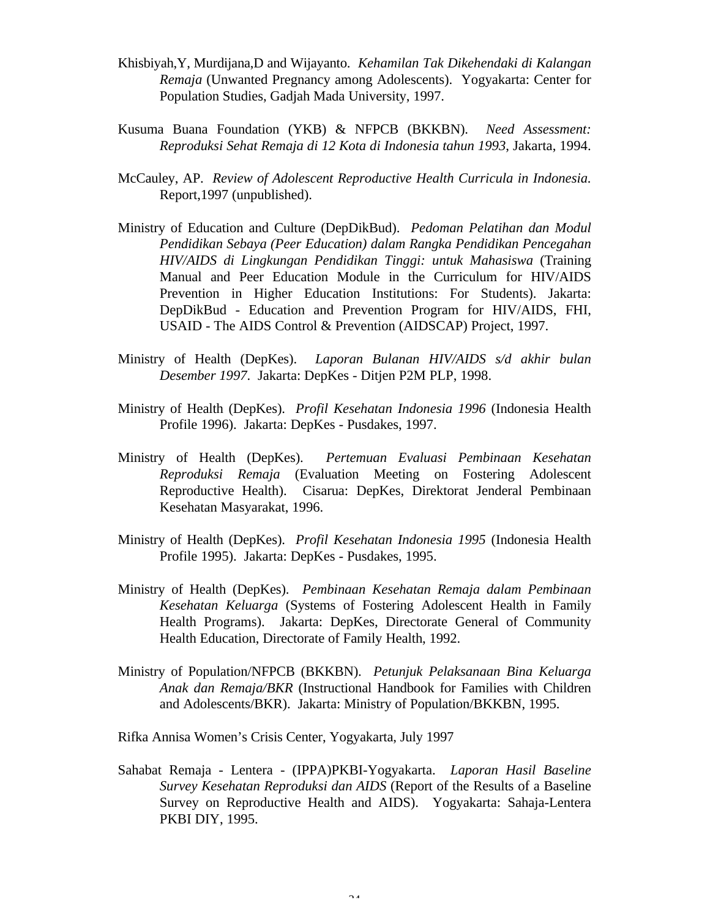Khisbiyah,Y, Murdijana,D and Wijayanto. *Kehamilan Tak Dikehendaki di Kalangan Remaja* (Unwanted Pregnancy among Adolescents). Yogyakarta: Center for Population Studies, Gadjah Mada University, 1997.

Kusuma Buana Foundation (YKB) & NFPCB (BKKBN). *Need Assessment: Reproduksi Sehat Remaja di 12 Kota di Indonesia tahun 1993*, Jakarta, 1994.

McCauley, AP. *Review of Adolescent Reproductive Health Curricula in Indonesia.* Report,1997 (unpublished).

Ministry of Education and Culture (DepDikBud). *Pedoman Pelatihan dan Modul Pendidikan Sebaya (Peer Education) dalam Rangka Pendidikan Pencegahan HIV/AIDS di Lingkungan Pendidikan Tinggi: untuk Mahasiswa* (Training Manual and Peer Education Module in the Curriculum for HIV/AIDS Prevention in Higher Education Institutions: For Students). Jakarta: DepDikBud - Education and Prevention Program for HIV/AIDS, FHI, USAID - The AIDS Control & Prevention (AIDSCAP) Project, 1997.

Ministry of Health (DepKes). *Laporan Bulanan HIV/AIDS s/d akhir bulan Desember 1997*. Jakarta: DepKes - Ditjen P2M PLP, 1998.

Ministry of Health (DepKes). *Profil Kesehatan Indonesia 1996* (Indonesia Health Profile 1996). Jakarta: DepKes - Pusdakes, 1997.

Ministry of Health (DepKes). *Pertemuan Evaluasi Pembinaan Kesehatan Reproduksi Remaja* (Evaluation Meeting on Fostering Adolescent Reproductive Health). Cisarua: DepKes, Direktorat Jenderal Pembinaan Kesehatan Masyarakat, 1996.

Ministry of Health (DepKes). *Profil Kesehatan Indonesia 1995* (Indonesia Health Profile 1995). Jakarta: DepKes - Pusdakes, 1995.

Ministry of Health (DepKes). *Pembinaan Kesehatan Remaja dalam Pembinaan Kesehatan Keluarga* (Systems of Fostering Adolescent Health in Family Health Programs). Jakarta: DepKes, Directorate General of Community Health Education, Directorate of Family Health, 1992.

Ministry of Population/NFPCB (BKKBN). *Petunjuk Pelaksanaan Bina Keluarga Anak dan Remaja/BKR* (Instructional Handbook for Families with Children and Adolescents/BKR). Jakarta: Ministry of Population/BKKBN, 1995.

Rifka Annisa Women's Crisis Center, Yogyakarta, July 1997

Sahabat Remaja - Lentera - (IPPA)PKBI-Yogyakarta. *Laporan Hasil Baseline Survey Kesehatan Reproduksi dan AIDS* (Report of the Results of a Baseline Survey on Reproductive Health and AIDS). Yogyakarta: Sahaja-Lentera PKBI DIY, 1995.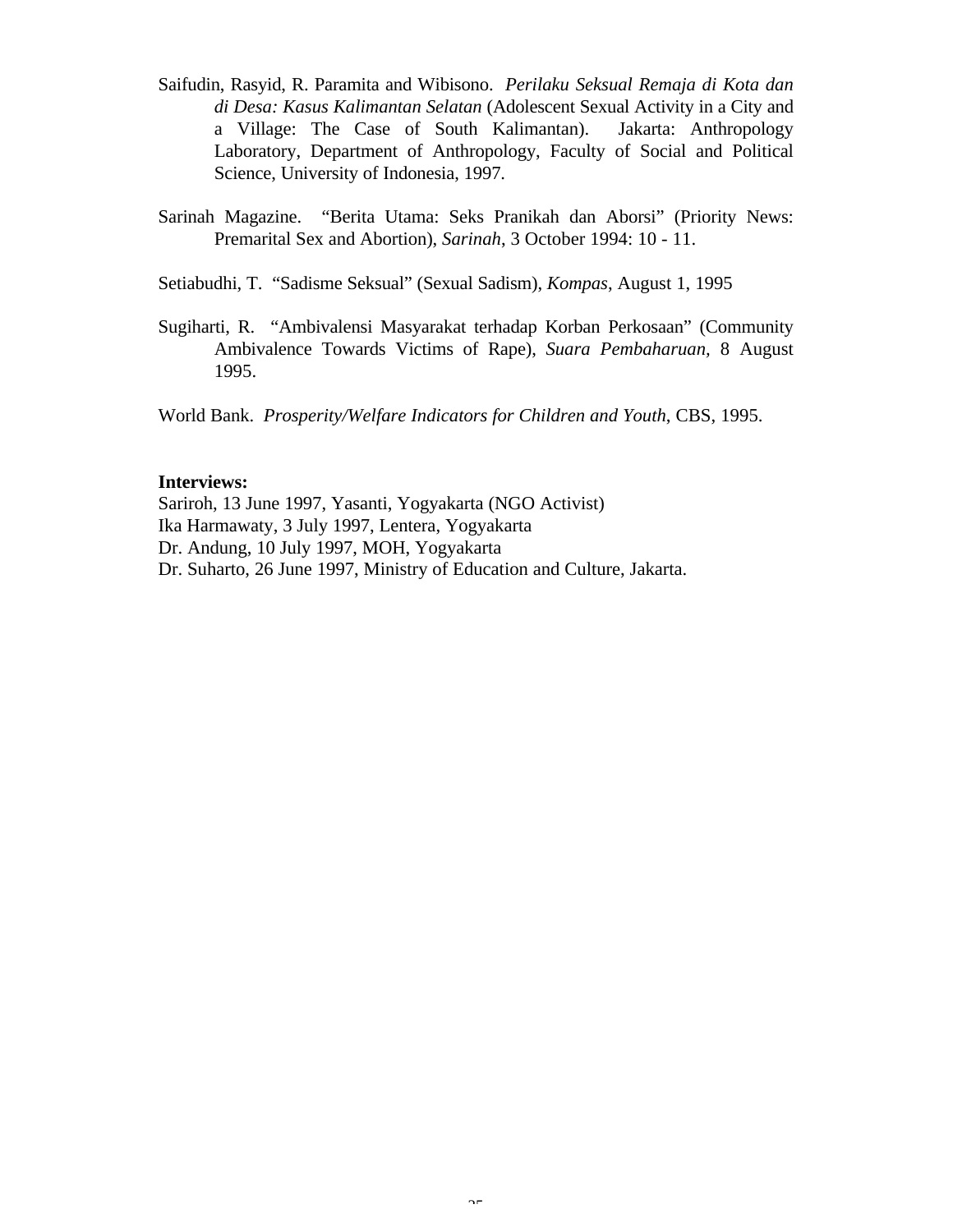Saifudin, Rasyid, R. Paramita and Wibisono. *Perilaku Seksual Remaja di Kota dan di Desa: Kasus Kalimantan Selatan* (Adolescent Sexual Activity in a City and a Village: The Case of South Kalimantan). Jakarta: Anthropology Laboratory, Department of Anthropology, Faculty of Social and Political Science, University of Indonesia, 1997.

Sarinah Magazine. "Berita Utama: Seks Pranikah dan Aborsi" (Priority News: Premarital Sex and Abortion), *Sarinah*, 3 October 1994: 10 - 11.

Setiabudhi, T. "Sadisme Seksual" (Sexual Sadism), *Kompas*, August 1, 1995

Sugiharti, R. "Ambivalensi Masyarakat terhadap Korban Perkosaan" (Community Ambivalence Towards Victims of Rape), *Suara Pembaharuan*, 8 August 1995.

World Bank. *Prosperity/Welfare Indicators for Children and Youth*, CBS, 1995.

**Interviews:**

Sariroh, 13 June 1997, Yasanti, Yogyakarta (NGO Activist)
Ika Harmawaty, 3 July 1997, Lentera, Yogyakarta
Dr. Andung, 10 July 1997, MOH, Yogyakarta
Dr. Suharto, 26 June 1997, Ministry of Education and Culture, Jakarta.